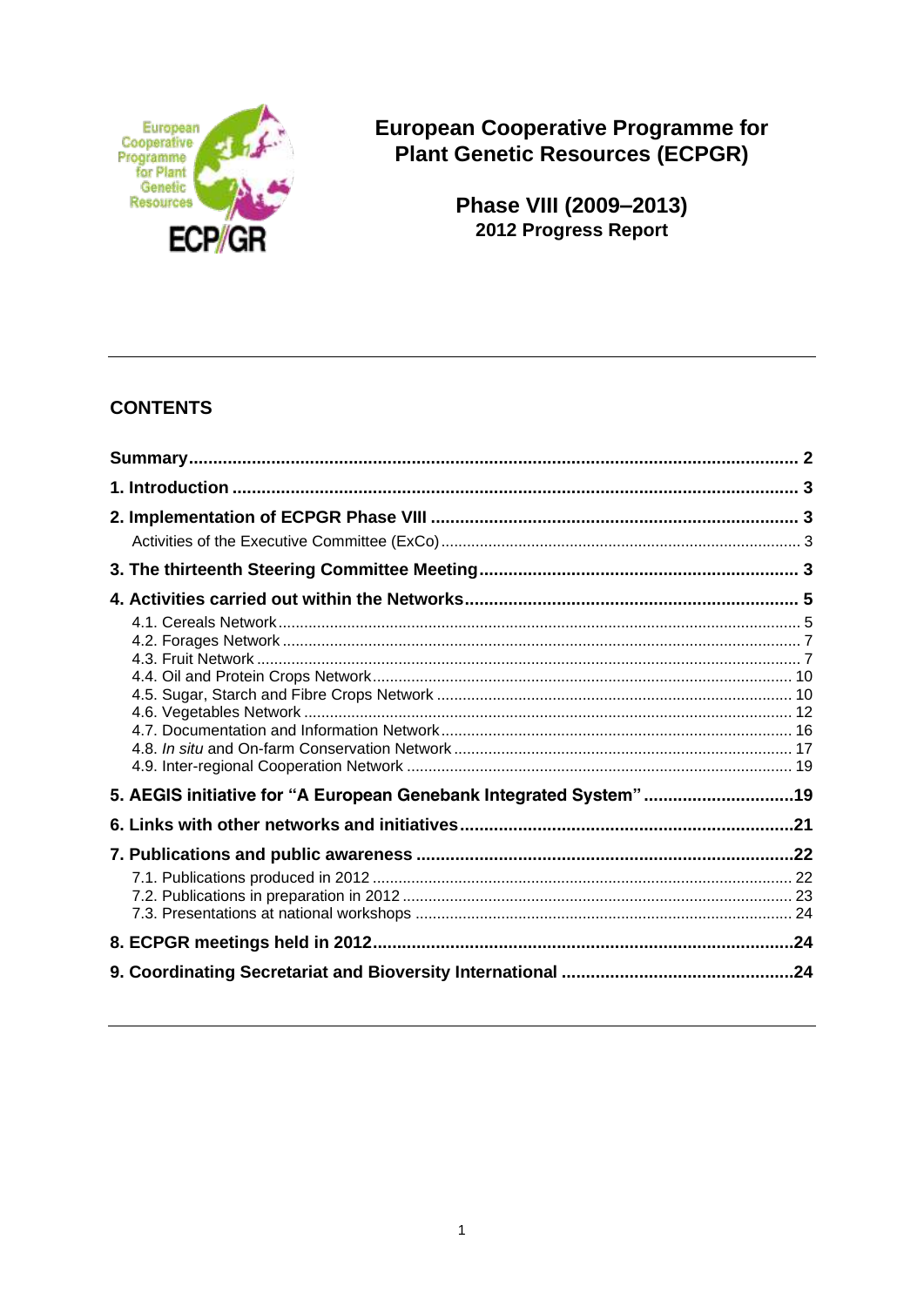# European Cooperative Programme for Plant Genetic Resources (ECPGR)

## Phase VIII (2009–2013)

### 2012 Progress Report

## CONTENTS

**Summary** .......... 2

**1. Introduction** .......... 3

**2. Implementation of ECPGR Phase VIII** .......... 3

- Activities of the Executive Committee (ExCo) .......... 3

**3. The thirteenth Steering Committee Meeting** .......... 3

**4. Activities carried out within the Networks** .......... 5

- 4.1. Cereals Network .......... 5
- 4.2. Forages Network .......... 7
- 4.3. Fruit Network .......... 7
- 4.4. Oil and Protein Crops Network .......... 10
- 4.5. Sugar, Starch and Fibre Crops Network .......... 10
- 4.6. Vegetables Network .......... 12
- 4.7. Documentation and Information Network .......... 16
- 4.8. *In situ* and On-farm Conservation Network .......... 17
- 4.9. Inter-regional Cooperation Network .......... 19

**5. AEGIS initiative for "A European Genebank Integrated System"** .......... 19

**6. Links with other networks and initiatives** .......... 21

**7. Publications and public awareness** .......... 22

- 7.1. Publications produced in 2012 .......... 22
- 7.2. Publications in preparation in 2012 .......... 23
- 7.3. Presentations at national workshops .......... 24

**8. ECPGR meetings held in 2012** .......... 24

**9. Coordinating Secretariat and Bioversity International** .......... 24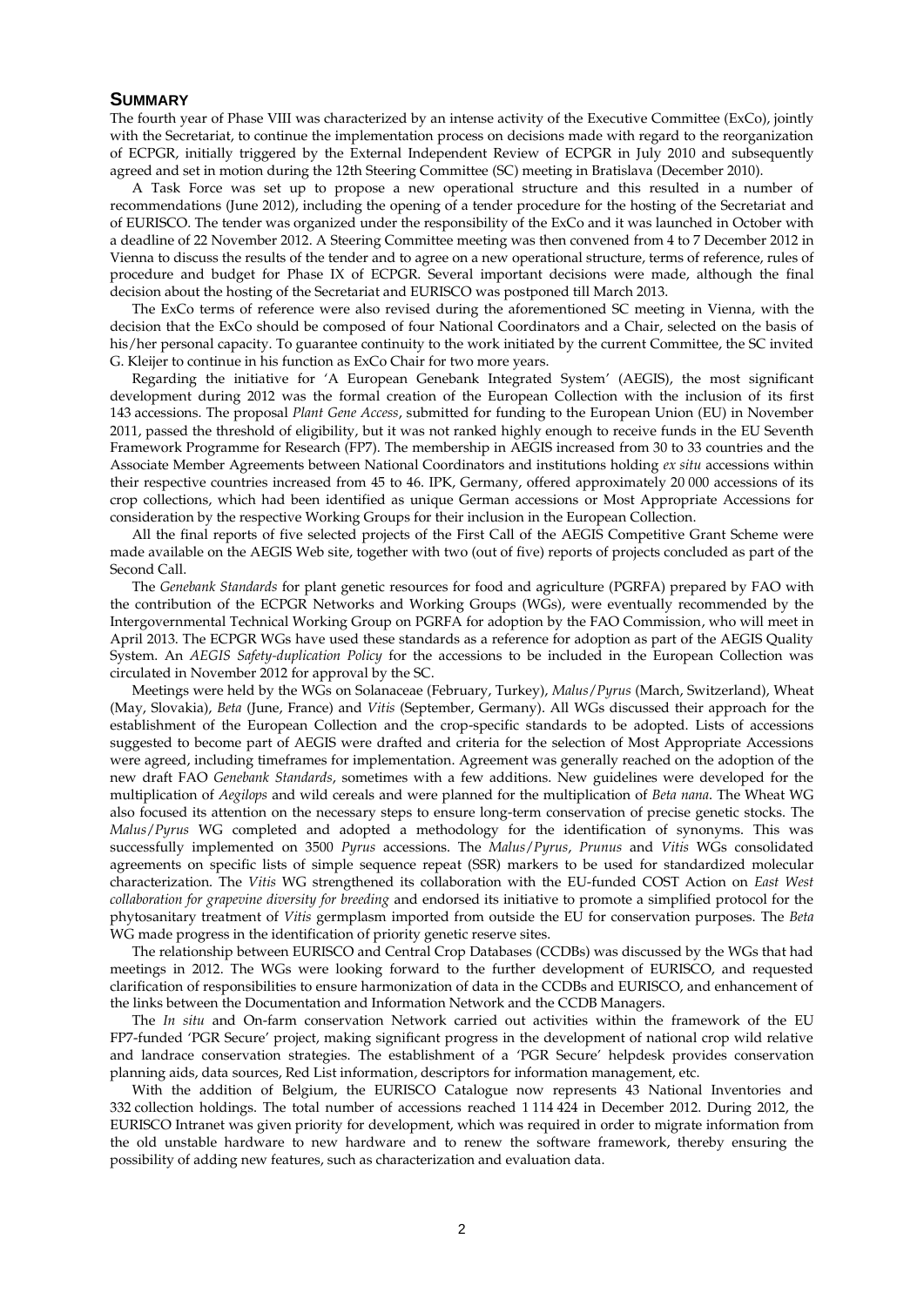## SUMMARY

The fourth year of Phase VIII was characterized by an intense activity of the Executive Committee (ExCo), jointly with the Secretariat, to continue the implementation process on decisions made with regard to the reorganization of ECPGR, initially triggered by the External Independent Review of ECPGR in July 2010 and subsequently agreed and set in motion during the 12th Steering Committee (SC) meeting in Bratislava (December 2010).

A Task Force was set up to propose a new operational structure and this resulted in a number of recommendations (June 2012), including the opening of a tender procedure for the hosting of the Secretariat and of EURISCO. The tender was organized under the responsibility of the ExCo and it was launched in October with a deadline of 22 November 2012. A Steering Committee meeting was then convened from 4 to 7 December 2012 in Vienna to discuss the results of the tender and to agree on a new operational structure, terms of reference, rules of procedure and budget for Phase IX of ECPGR. Several important decisions were made, although the final decision about the hosting of the Secretariat and EURISCO was postponed till March 2013.

The ExCo terms of reference were also revised during the aforementioned SC meeting in Vienna, with the decision that the ExCo should be composed of four National Coordinators and a Chair, selected on the basis of his/her personal capacity. To guarantee continuity to the work initiated by the current Committee, the SC invited G. Kleijer to continue in his function as ExCo Chair for two more years.

Regarding the initiative for 'A European Genebank Integrated System' (AEGIS), the most significant development during 2012 was the formal creation of the European Collection with the inclusion of its first 143 accessions. The proposal *Plant Gene Access*, submitted for funding to the European Union (EU) in November 2011, passed the threshold of eligibility, but it was not ranked highly enough to receive funds in the EU Seventh Framework Programme for Research (FP7). The membership in AEGIS increased from 30 to 33 countries and the Associate Member Agreements between National Coordinators and institutions holding *ex situ* accessions within their respective countries increased from 45 to 46. IPK, Germany, offered approximately 20 000 accessions of its crop collections, which had been identified as unique German accessions or Most Appropriate Accessions for consideration by the respective Working Groups for their inclusion in the European Collection.

All the final reports of five selected projects of the First Call of the AEGIS Competitive Grant Scheme were made available on the AEGIS Web site, together with two (out of five) reports of projects concluded as part of the Second Call.

The *Genebank Standards* for plant genetic resources for food and agriculture (PGRFA) prepared by FAO with the contribution of the ECPGR Networks and Working Groups (WGs), were eventually recommended by the Intergovernmental Technical Working Group on PGRFA for adoption by the FAO Commission, who will meet in April 2013. The ECPGR WGs have used these standards as a reference for adoption as part of the AEGIS Quality System. An *AEGIS Safety-duplication Policy* for the accessions to be included in the European Collection was circulated in November 2012 for approval by the SC.

Meetings were held by the WGs on Solanaceae (February, Turkey), *Malus*/*Pyrus* (March, Switzerland), Wheat (May, Slovakia), *Beta* (June, France) and *Vitis* (September, Germany). All WGs discussed their approach for the establishment of the European Collection and the crop-specific standards to be adopted. Lists of accessions suggested to become part of AEGIS were drafted and criteria for the selection of Most Appropriate Accessions were agreed, including timeframes for implementation. Agreement was generally reached on the adoption of the new draft FAO *Genebank Standards*, sometimes with a few additions. New guidelines were developed for the multiplication of *Aegilops* and wild cereals and were planned for the multiplication of *Beta nana*. The Wheat WG also focused its attention on the necessary steps to ensure long-term conservation of precise genetic stocks. The *Malus*/*Pyrus* WG completed and adopted a methodology for the identification of synonyms. This was successfully implemented on 3500 *Pyrus* accessions. The *Malus*/*Pyrus*, *Prunus* and *Vitis* WGs consolidated agreements on specific lists of simple sequence repeat (SSR) markers to be used for standardized molecular characterization. The *Vitis* WG strengthened its collaboration with the EU-funded COST Action on *East West collaboration for grapevine diversity for breeding* and endorsed its initiative to promote a simplified protocol for the phytosanitary treatment of *Vitis* germplasm imported from outside the EU for conservation purposes. The *Beta* WG made progress in the identification of priority genetic reserve sites.

The relationship between EURISCO and Central Crop Databases (CCDBs) was discussed by the WGs that had meetings in 2012. The WGs were looking forward to the further development of EURISCO, and requested clarification of responsibilities to ensure harmonization of data in the CCDBs and EURISCO, and enhancement of the links between the Documentation and Information Network and the CCDB Managers.

The *In situ* and On-farm conservation Network carried out activities within the framework of the EU FP7-funded 'PGR Secure' project, making significant progress in the development of national crop wild relative and landrace conservation strategies. The establishment of a 'PGR Secure' helpdesk provides conservation planning aids, data sources, Red List information, descriptors for information management, etc.

With the addition of Belgium, the EURISCO Catalogue now represents 43 National Inventories and 332 collection holdings. The total number of accessions reached 1 114 424 in December 2012. During 2012, the EURISCO Intranet was given priority for development, which was required in order to migrate information from the old unstable hardware to new hardware and to renew the software framework, thereby ensuring the possibility of adding new features, such as characterization and evaluation data.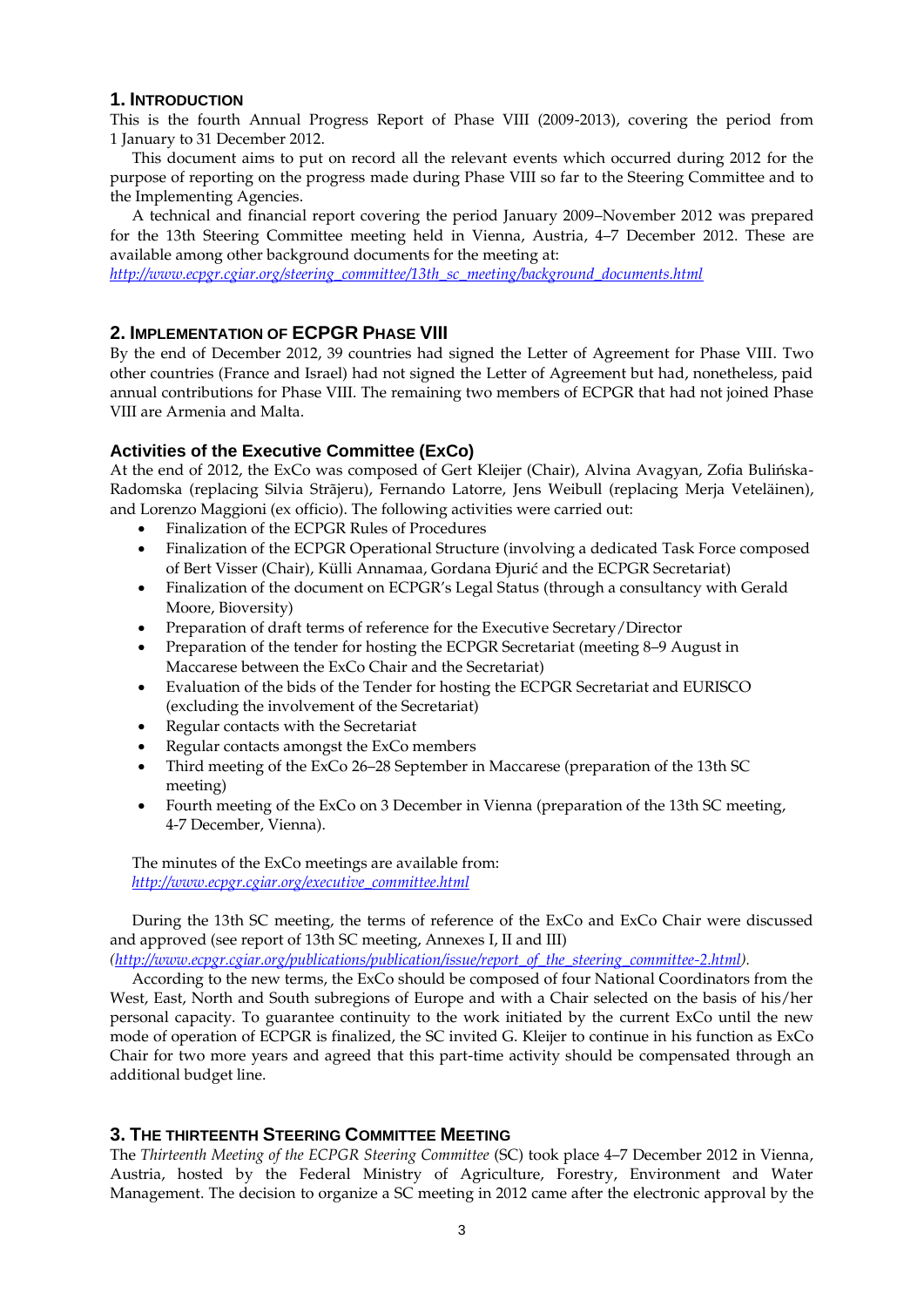## 1. Introduction

This is the fourth Annual Progress Report of Phase VIII (2009-2013), covering the period from 1 January to 31 December 2012.

This document aims to put on record all the relevant events which occurred during 2012 for the purpose of reporting on the progress made during Phase VIII so far to the Steering Committee and to the Implementing Agencies.

A technical and financial report covering the period January 2009–November 2012 was prepared for the 13th Steering Committee meeting held in Vienna, Austria, 4–7 December 2012. These are available among other background documents for the meeting at:
*http://www.ecpgr.cgiar.org/steering_committee/13th_sc_meeting/background_documents.html*

## 2. Implementation of ECPGR Phase VIII

By the end of December 2012, 39 countries had signed the Letter of Agreement for Phase VIII. Two other countries (France and Israel) had not signed the Letter of Agreement but had, nonetheless, paid annual contributions for Phase VIII. The remaining two members of ECPGR that had not joined Phase VIII are Armenia and Malta.

### Activities of the Executive Committee (ExCo)

At the end of 2012, the ExCo was composed of Gert Kleijer (Chair), Alvina Avagyan, Zofia Bulińska-Radomska (replacing Silvia Străjeru), Fernando Latorre, Jens Weibull (replacing Merja Veteläinen), and Lorenzo Maggioni (ex officio). The following activities were carried out:

- Finalization of the ECPGR Rules of Procedures
- Finalization of the ECPGR Operational Structure (involving a dedicated Task Force composed of Bert Visser (Chair), Külli Annamaa, Gordana Đjurić and the ECPGR Secretariat)
- Finalization of the document on ECPGR's Legal Status (through a consultancy with Gerald Moore, Bioversity)
- Preparation of draft terms of reference for the Executive Secretary/Director
- Preparation of the tender for hosting the ECPGR Secretariat (meeting 8–9 August in Maccarese between the ExCo Chair and the Secretariat)
- Evaluation of the bids of the Tender for hosting the ECPGR Secretariat and EURISCO (excluding the involvement of the Secretariat)
- Regular contacts with the Secretariat
- Regular contacts amongst the ExCo members
- Third meeting of the ExCo 26–28 September in Maccarese (preparation of the 13th SC meeting)
- Fourth meeting of the ExCo on 3 December in Vienna (preparation of the 13th SC meeting, 4-7 December, Vienna).

The minutes of the ExCo meetings are available from:
*http://www.ecpgr.cgiar.org/executive_committee.html*

During the 13th SC meeting, the terms of reference of the ExCo and ExCo Chair were discussed and approved (see report of 13th SC meeting, Annexes I, II and III)
*(http://www.ecpgr.cgiar.org/publications/publication/issue/report_of_the_steering_committee-2.html).*

According to the new terms, the ExCo should be composed of four National Coordinators from the West, East, North and South subregions of Europe and with a Chair selected on the basis of his/her personal capacity. To guarantee continuity to the work initiated by the current ExCo until the new mode of operation of ECPGR is finalized, the SC invited G. Kleijer to continue in his function as ExCo Chair for two more years and agreed that this part-time activity should be compensated through an additional budget line.

## 3. The Thirteenth Steering Committee Meeting

The *Thirteenth Meeting of the ECPGR Steering Committee* (SC) took place 4–7 December 2012 in Vienna, Austria, hosted by the Federal Ministry of Agriculture, Forestry, Environment and Water Management. The decision to organize a SC meeting in 2012 came after the electronic approval by the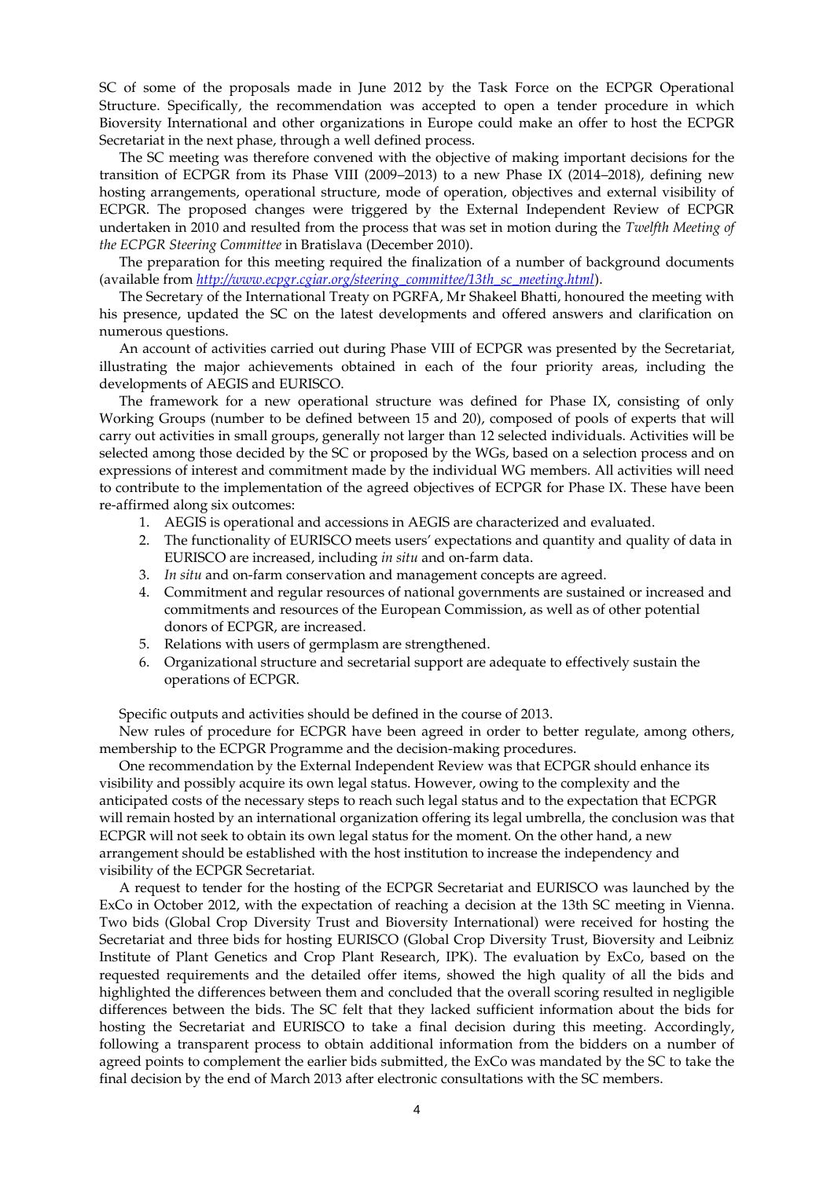SC of some of the proposals made in June 2012 by the Task Force on the ECPGR Operational Structure. Specifically, the recommendation was accepted to open a tender procedure in which Bioversity International and other organizations in Europe could make an offer to host the ECPGR Secretariat in the next phase, through a well defined process.

The SC meeting was therefore convened with the objective of making important decisions for the transition of ECPGR from its Phase VIII (2009–2013) to a new Phase IX (2014–2018), defining new hosting arrangements, operational structure, mode of operation, objectives and external visibility of ECPGR. The proposed changes were triggered by the External Independent Review of ECPGR undertaken in 2010 and resulted from the process that was set in motion during the *Twelfth Meeting of the ECPGR Steering Committee* in Bratislava (December 2010).

The preparation for this meeting required the finalization of a number of background documents (available from *http://www.ecpgr.cgiar.org/steering_committee/13th_sc_meeting.html*).

The Secretary of the International Treaty on PGRFA, Mr Shakeel Bhatti, honoured the meeting with his presence, updated the SC on the latest developments and offered answers and clarification on numerous questions.

An account of activities carried out during Phase VIII of ECPGR was presented by the Secretariat, illustrating the major achievements obtained in each of the four priority areas, including the developments of AEGIS and EURISCO.

The framework for a new operational structure was defined for Phase IX, consisting of only Working Groups (number to be defined between 15 and 20), composed of pools of experts that will carry out activities in small groups, generally not larger than 12 selected individuals. Activities will be selected among those decided by the SC or proposed by the WGs, based on a selection process and on expressions of interest and commitment made by the individual WG members. All activities will need to contribute to the implementation of the agreed objectives of ECPGR for Phase IX. These have been re-affirmed along six outcomes:

1. AEGIS is operational and accessions in AEGIS are characterized and evaluated.
2. The functionality of EURISCO meets users' expectations and quantity and quality of data in EURISCO are increased, including *in situ* and on-farm data.
3. *In situ* and on-farm conservation and management concepts are agreed.
4. Commitment and regular resources of national governments are sustained or increased and commitments and resources of the European Commission, as well as of other potential donors of ECPGR, are increased.
5. Relations with users of germplasm are strengthened.
6. Organizational structure and secretarial support are adequate to effectively sustain the operations of ECPGR.

Specific outputs and activities should be defined in the course of 2013.

New rules of procedure for ECPGR have been agreed in order to better regulate, among others, membership to the ECPGR Programme and the decision-making procedures.

One recommendation by the External Independent Review was that ECPGR should enhance its visibility and possibly acquire its own legal status. However, owing to the complexity and the anticipated costs of the necessary steps to reach such legal status and to the expectation that ECPGR will remain hosted by an international organization offering its legal umbrella, the conclusion was that ECPGR will not seek to obtain its own legal status for the moment. On the other hand, a new arrangement should be established with the host institution to increase the independency and visibility of the ECPGR Secretariat.

A request to tender for the hosting of the ECPGR Secretariat and EURISCO was launched by the ExCo in October 2012, with the expectation of reaching a decision at the 13th SC meeting in Vienna. Two bids (Global Crop Diversity Trust and Bioversity International) were received for hosting the Secretariat and three bids for hosting EURISCO (Global Crop Diversity Trust, Bioversity and Leibniz Institute of Plant Genetics and Crop Plant Research, IPK). The evaluation by ExCo, based on the requested requirements and the detailed offer items, showed the high quality of all the bids and highlighted the differences between them and concluded that the overall scoring resulted in negligible differences between the bids. The SC felt that they lacked sufficient information about the bids for hosting the Secretariat and EURISCO to take a final decision during this meeting. Accordingly, following a transparent process to obtain additional information from the bidders on a number of agreed points to complement the earlier bids submitted, the ExCo was mandated by the SC to take the final decision by the end of March 2013 after electronic consultations with the SC members.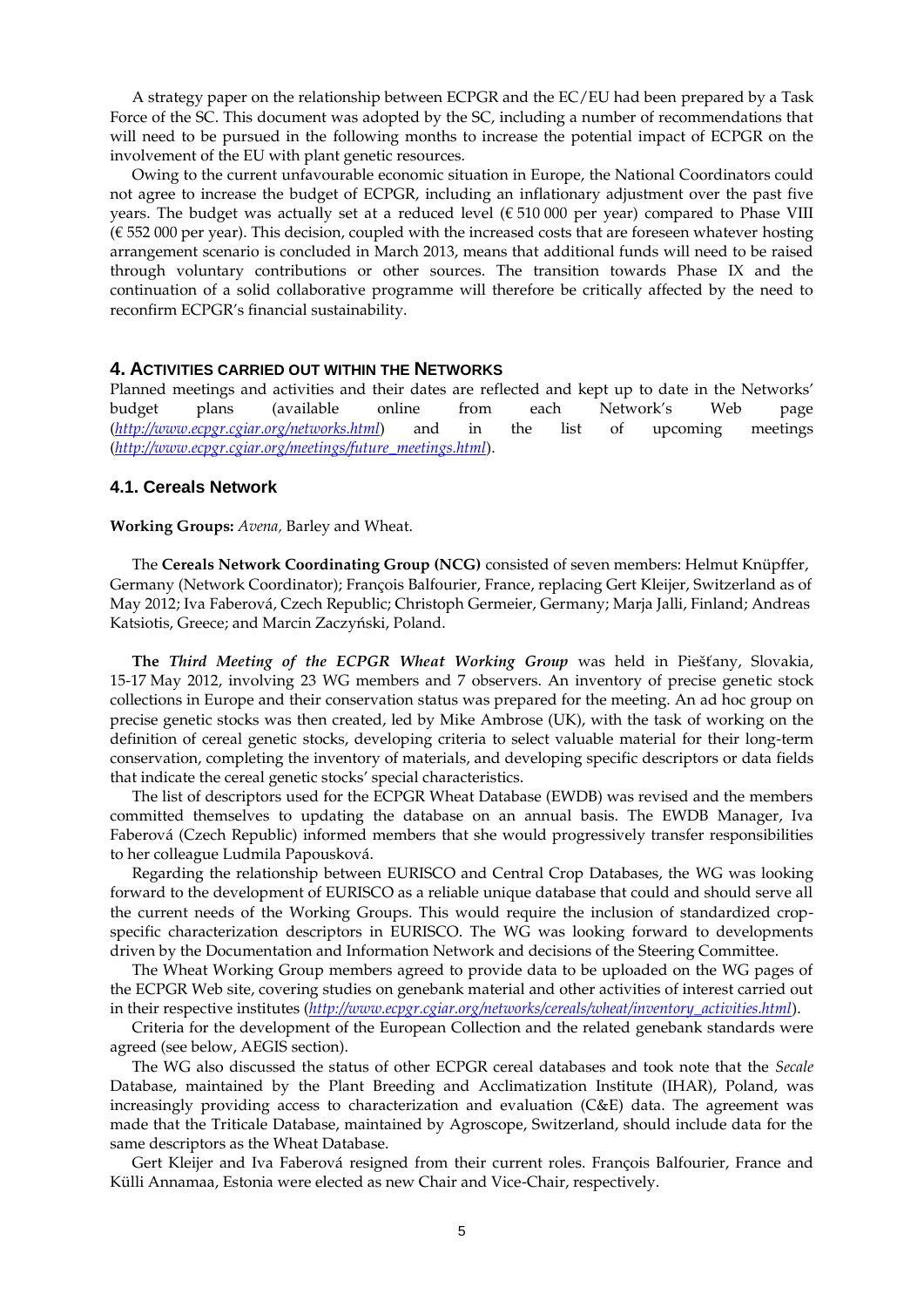A strategy paper on the relationship between ECPGR and the EC/EU had been prepared by a Task Force of the SC. This document was adopted by the SC, including a number of recommendations that will need to be pursued in the following months to increase the potential impact of ECPGR on the involvement of the EU with plant genetic resources.

Owing to the current unfavourable economic situation in Europe, the National Coordinators could not agree to increase the budget of ECPGR, including an inflationary adjustment over the past five years. The budget was actually set at a reduced level (€ 510 000 per year) compared to Phase VIII (€ 552 000 per year). This decision, coupled with the increased costs that are foreseen whatever hosting arrangement scenario is concluded in March 2013, means that additional funds will need to be raised through voluntary contributions or other sources. The transition towards Phase IX and the continuation of a solid collaborative programme will therefore be critically affected by the need to reconfirm ECPGR's financial sustainability.

## 4. Activities carried out within the Networks

Planned meetings and activities and their dates are reflected and kept up to date in the Networks' budget plans (available online from each Network's Web page (*http://www.ecpgr.cgiar.org/networks.html*) and in the list of upcoming meetings (*http://www.ecpgr.cgiar.org/meetings/future_meetings.html*).

### 4.1. Cereals Network

**Working Groups:** *Avena,* Barley and Wheat.

The **Cereals Network Coordinating Group (NCG)** consisted of seven members: Helmut Knüpffer, Germany (Network Coordinator); François Balfourier, France, replacing Gert Kleijer, Switzerland as of May 2012; Iva Faberová, Czech Republic; Christoph Germeier, Germany; Marja Jalli, Finland; Andreas Katsiotis, Greece; and Marcin Zaczyński, Poland.

**The** ***Third Meeting of the ECPGR Wheat Working Group*** was held in Piešťany, Slovakia, 15-17 May 2012, involving 23 WG members and 7 observers. An inventory of precise genetic stock collections in Europe and their conservation status was prepared for the meeting. An ad hoc group on precise genetic stocks was then created, led by Mike Ambrose (UK), with the task of working on the definition of cereal genetic stocks, developing criteria to select valuable material for their long-term conservation, completing the inventory of materials, and developing specific descriptors or data fields that indicate the cereal genetic stocks' special characteristics.

The list of descriptors used for the ECPGR Wheat Database (EWDB) was revised and the members committed themselves to updating the database on an annual basis. The EWDB Manager, Iva Faberová (Czech Republic) informed members that she would progressively transfer responsibilities to her colleague Ludmila Papousková.

Regarding the relationship between EURISCO and Central Crop Databases, the WG was looking forward to the development of EURISCO as a reliable unique database that could and should serve all the current needs of the Working Groups. This would require the inclusion of standardized crop-specific characterization descriptors in EURISCO. The WG was looking forward to developments driven by the Documentation and Information Network and decisions of the Steering Committee.

The Wheat Working Group members agreed to provide data to be uploaded on the WG pages of the ECPGR Web site, covering studies on genebank material and other activities of interest carried out in their respective institutes (*http://www.ecpgr.cgiar.org/networks/cereals/wheat/inventory_activities.html*).

Criteria for the development of the European Collection and the related genebank standards were agreed (see below, AEGIS section).

The WG also discussed the status of other ECPGR cereal databases and took note that the *Secale* Database, maintained by the Plant Breeding and Acclimatization Institute (IHAR), Poland, was increasingly providing access to characterization and evaluation (C&E) data. The agreement was made that the Triticale Database, maintained by Agroscope, Switzerland, should include data for the same descriptors as the Wheat Database.

Gert Kleijer and Iva Faberová resigned from their current roles. François Balfourier, France and Külli Annamaa, Estonia were elected as new Chair and Vice-Chair, respectively.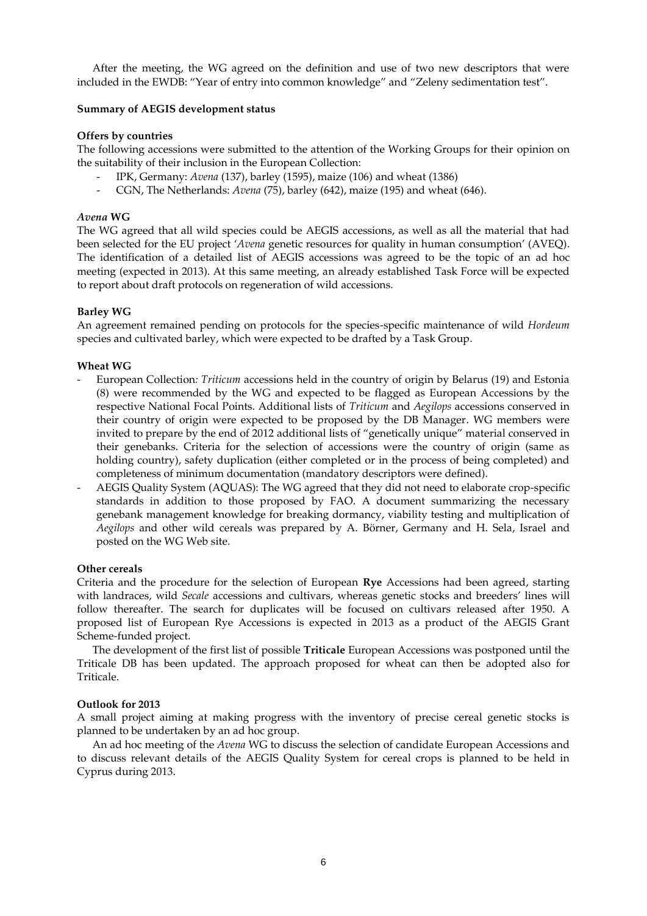After the meeting, the WG agreed on the definition and use of two new descriptors that were included in the EWDB: "Year of entry into common knowledge" and "Zeleny sedimentation test".

**Summary of AEGIS development status**

**Offers by countries**

The following accessions were submitted to the attention of the Working Groups for their opinion on the suitability of their inclusion in the European Collection:

- IPK, Germany: *Avena* (137), barley (1595), maize (106) and wheat (1386)
- CGN, The Netherlands: *Avena* (75), barley (642), maize (195) and wheat (646).

***Avena* WG**

The WG agreed that all wild species could be AEGIS accessions, as well as all the material that had been selected for the EU project '*Avena* genetic resources for quality in human consumption' (AVEQ). The identification of a detailed list of AEGIS accessions was agreed to be the topic of an ad hoc meeting (expected in 2013). At this same meeting, an already established Task Force will be expected to report about draft protocols on regeneration of wild accessions.

**Barley WG**

An agreement remained pending on protocols for the species-specific maintenance of wild *Hordeum* species and cultivated barley, which were expected to be drafted by a Task Group.

**Wheat WG**

- European Collection*: Triticum* accessions held in the country of origin by Belarus (19) and Estonia (8) were recommended by the WG and expected to be flagged as European Accessions by the respective National Focal Points. Additional lists of *Triticum* and *Aegilops* accessions conserved in their country of origin were expected to be proposed by the DB Manager. WG members were invited to prepare by the end of 2012 additional lists of "genetically unique" material conserved in their genebanks. Criteria for the selection of accessions were the country of origin (same as holding country), safety duplication (either completed or in the process of being completed) and completeness of minimum documentation (mandatory descriptors were defined).
- AEGIS Quality System (AQUAS): The WG agreed that they did not need to elaborate crop-specific standards in addition to those proposed by FAO. A document summarizing the necessary genebank management knowledge for breaking dormancy, viability testing and multiplication of *Aegilops* and other wild cereals was prepared by A. Börner, Germany and H. Sela, Israel and posted on the WG Web site.

**Other cereals**

Criteria and the procedure for the selection of European **Rye** Accessions had been agreed, starting with landraces, wild *Secale* accessions and cultivars, whereas genetic stocks and breeders' lines will follow thereafter. The search for duplicates will be focused on cultivars released after 1950. A proposed list of European Rye Accessions is expected in 2013 as a product of the AEGIS Grant Scheme-funded project.

The development of the first list of possible **Triticale** European Accessions was postponed until the Triticale DB has been updated. The approach proposed for wheat can then be adopted also for Triticale.

**Outlook for 2013**

A small project aiming at making progress with the inventory of precise cereal genetic stocks is planned to be undertaken by an ad hoc group.

An ad hoc meeting of the *Avena* WG to discuss the selection of candidate European Accessions and to discuss relevant details of the AEGIS Quality System for cereal crops is planned to be held in Cyprus during 2013.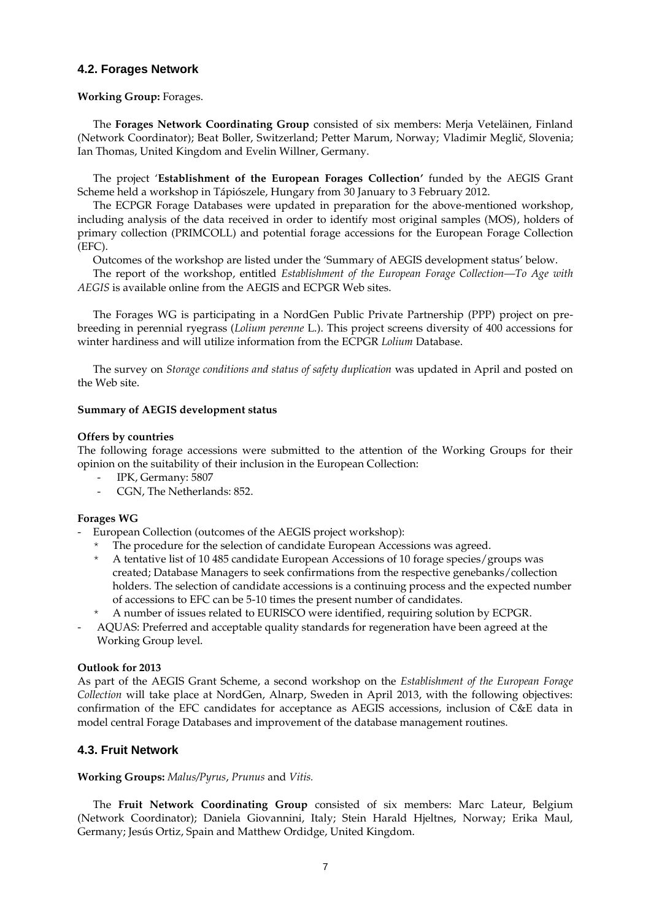### 4.2. Forages Network

**Working Group:** Forages.

The **Forages Network Coordinating Group** consisted of six members: Merja Veteläinen, Finland (Network Coordinator); Beat Boller, Switzerland; Petter Marum, Norway; Vladimir Meglič, Slovenia; Ian Thomas, United Kingdom and Evelin Willner, Germany.

The project '**Establishment of the European Forages Collection'** funded by the AEGIS Grant Scheme held a workshop in Tápiószele, Hungary from 30 January to 3 February 2012.

The ECPGR Forage Databases were updated in preparation for the above-mentioned workshop, including analysis of the data received in order to identify most original samples (MOS), holders of primary collection (PRIMCOLL) and potential forage accessions for the European Forage Collection (EFC).

Outcomes of the workshop are listed under the 'Summary of AEGIS development status' below.

The report of the workshop, entitled *Establishment of the European Forage Collection—To Age with AEGIS* is available online from the AEGIS and ECPGR Web sites.

The Forages WG is participating in a NordGen Public Private Partnership (PPP) project on pre-breeding in perennial ryegrass (*Lolium perenne* L.). This project screens diversity of 400 accessions for winter hardiness and will utilize information from the ECPGR *Lolium* Database.

The survey on *Storage conditions and status of safety duplication* was updated in April and posted on the Web site.

**Summary of AEGIS development status**

**Offers by countries**

The following forage accessions were submitted to the attention of the Working Groups for their opinion on the suitability of their inclusion in the European Collection:

- IPK, Germany: 5807
- CGN, The Netherlands: 852.

**Forages WG**

- European Collection (outcomes of the AEGIS project workshop):
  - The procedure for the selection of candidate European Accessions was agreed.
  - A tentative list of 10 485 candidate European Accessions of 10 forage species/groups was created; Database Managers to seek confirmations from the respective genebanks/collection holders. The selection of candidate accessions is a continuing process and the expected number of accessions to EFC can be 5-10 times the present number of candidates.
  - A number of issues related to EURISCO were identified, requiring solution by ECPGR.
- AQUAS: Preferred and acceptable quality standards for regeneration have been agreed at the Working Group level.

**Outlook for 2013**

As part of the AEGIS Grant Scheme, a second workshop on the *Establishment of the European Forage Collection* will take place at NordGen, Alnarp, Sweden in April 2013, with the following objectives: confirmation of the EFC candidates for acceptance as AEGIS accessions, inclusion of C&E data in model central Forage Databases and improvement of the database management routines.

### 4.3. Fruit Network

**Working Groups:** *Malus/Pyrus*, *Prunus* and *Vitis.*

The **Fruit Network Coordinating Group** consisted of six members: Marc Lateur, Belgium (Network Coordinator); Daniela Giovannini, Italy; Stein Harald Hjeltnes, Norway; Erika Maul, Germany; Jesús Ortiz, Spain and Matthew Ordidge, United Kingdom.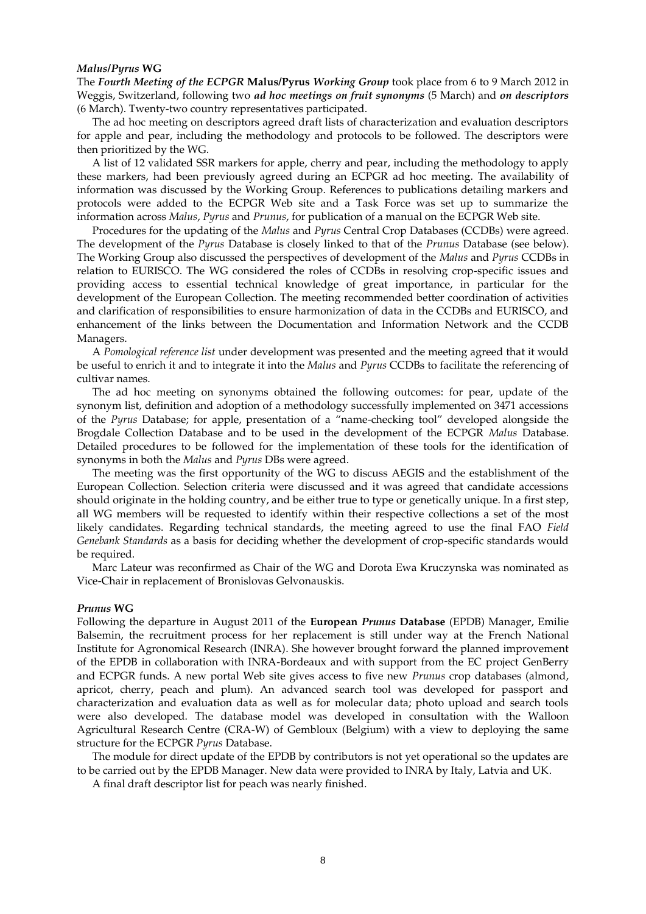### *Malus/Pyrus* WG

The ***Fourth Meeting of the ECPGR* Malus/Pyrus *Working Group*** took place from 6 to 9 March 2012 in Weggis, Switzerland, following two ***ad hoc meetings on fruit synonyms*** (5 March) and ***on descriptors*** (6 March). Twenty-two country representatives participated.

The ad hoc meeting on descriptors agreed draft lists of characterization and evaluation descriptors for apple and pear, including the methodology and protocols to be followed. The descriptors were then prioritized by the WG.

A list of 12 validated SSR markers for apple, cherry and pear, including the methodology to apply these markers, had been previously agreed during an ECPGR ad hoc meeting. The availability of information was discussed by the Working Group. References to publications detailing markers and protocols were added to the ECPGR Web site and a Task Force was set up to summarize the information across *Malus*, *Pyrus* and *Prunus*, for publication of a manual on the ECPGR Web site.

Procedures for the updating of the *Malus* and *Pyrus* Central Crop Databases (CCDBs) were agreed. The development of the *Pyrus* Database is closely linked to that of the *Prunus* Database (see below). The Working Group also discussed the perspectives of development of the *Malus* and *Pyrus* CCDBs in relation to EURISCO. The WG considered the roles of CCDBs in resolving crop-specific issues and providing access to essential technical knowledge of great importance, in particular for the development of the European Collection. The meeting recommended better coordination of activities and clarification of responsibilities to ensure harmonization of data in the CCDBs and EURISCO, and enhancement of the links between the Documentation and Information Network and the CCDB Managers.

A *Pomological reference list* under development was presented and the meeting agreed that it would be useful to enrich it and to integrate it into the *Malus* and *Pyrus* CCDBs to facilitate the referencing of cultivar names.

The ad hoc meeting on synonyms obtained the following outcomes: for pear, update of the synonym list, definition and adoption of a methodology successfully implemented on 3471 accessions of the *Pyrus* Database; for apple, presentation of a "name-checking tool" developed alongside the Brogdale Collection Database and to be used in the development of the ECPGR *Malus* Database. Detailed procedures to be followed for the implementation of these tools for the identification of synonyms in both the *Malus* and *Pyrus* DBs were agreed.

The meeting was the first opportunity of the WG to discuss AEGIS and the establishment of the European Collection. Selection criteria were discussed and it was agreed that candidate accessions should originate in the holding country, and be either true to type or genetically unique. In a first step, all WG members will be requested to identify within their respective collections a set of the most likely candidates. Regarding technical standards, the meeting agreed to use the final FAO *Field Genebank Standards* as a basis for deciding whether the development of crop-specific standards would be required.

Marc Lateur was reconfirmed as Chair of the WG and Dorota Ewa Kruczynska was nominated as Vice-Chair in replacement of Bronislovas Gelvonauskis.

### *Prunus* WG

Following the departure in August 2011 of the **European *Prunus* Database** (EPDB) Manager, Emilie Balsemin, the recruitment process for her replacement is still under way at the French National Institute for Agronomical Research (INRA). She however brought forward the planned improvement of the EPDB in collaboration with INRA-Bordeaux and with support from the EC project GenBerry and ECPGR funds. A new portal Web site gives access to five new *Prunus* crop databases (almond, apricot, cherry, peach and plum). An advanced search tool was developed for passport and characterization and evaluation data as well as for molecular data; photo upload and search tools were also developed. The database model was developed in consultation with the Walloon Agricultural Research Centre (CRA-W) of Gembloux (Belgium) with a view to deploying the same structure for the ECPGR *Pyrus* Database.

The module for direct update of the EPDB by contributors is not yet operational so the updates are to be carried out by the EPDB Manager. New data were provided to INRA by Italy, Latvia and UK.

A final draft descriptor list for peach was nearly finished.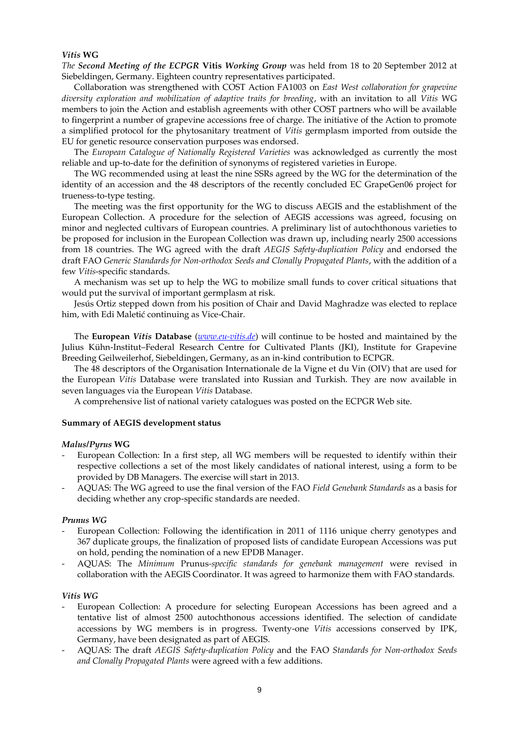### *Vitis* WG

*The* ***Second Meeting of the ECPGR*** **Vitis** ***Working Group*** was held from 18 to 20 September 2012 at Siebeldingen, Germany. Eighteen country representatives participated.

Collaboration was strengthened with COST Action FA1003 on *East West collaboration for grapevine diversity exploration and mobilization of adaptive traits for breeding*, with an invitation to all *Vitis* WG members to join the Action and establish agreements with other COST partners who will be available to fingerprint a number of grapevine accessions free of charge. The initiative of the Action to promote a simplified protocol for the phytosanitary treatment of *Vitis* germplasm imported from outside the EU for genetic resource conservation purposes was endorsed.

The *European Catalogue of Nationally Registered Varieties* was acknowledged as currently the most reliable and up-to-date for the definition of synonyms of registered varieties in Europe.

The WG recommended using at least the nine SSRs agreed by the WG for the determination of the identity of an accession and the 48 descriptors of the recently concluded EC GrapeGen06 project for trueness-to-type testing.

The meeting was the first opportunity for the WG to discuss AEGIS and the establishment of the European Collection. A procedure for the selection of AEGIS accessions was agreed, focusing on minor and neglected cultivars of European countries. A preliminary list of autochthonous varieties to be proposed for inclusion in the European Collection was drawn up, including nearly 2500 accessions from 18 countries. The WG agreed with the draft *AEGIS Safety-duplication Policy* and endorsed the draft FAO *Generic Standards for Non-orthodox Seeds and Clonally Propagated Plants*, with the addition of a few *Vitis*-specific standards.

A mechanism was set up to help the WG to mobilize small funds to cover critical situations that would put the survival of important germplasm at risk.

Jesús Ortiz stepped down from his position of Chair and David Maghradze was elected to replace him, with Edi Maletić continuing as Vice-Chair.

The **European *Vitis* Database** ([www.eu-vitis.de](http://www.eu-vitis.de)) will continue to be hosted and maintained by the Julius Kühn-Institut–Federal Research Centre for Cultivated Plants (JKI), Institute for Grapevine Breeding Geilweilerhof, Siebeldingen, Germany, as an in-kind contribution to ECPGR.

The 48 descriptors of the Organisation Internationale de la Vigne et du Vin (OIV) that are used for the European *Vitis* Database were translated into Russian and Turkish. They are now available in seven languages via the European *Vitis* Database.

A comprehensive list of national variety catalogues was posted on the ECPGR Web site.

## Summary of AEGIS development status

### *Malus/Pyrus* WG

- European Collection: In a first step, all WG members will be requested to identify within their respective collections a set of the most likely candidates of national interest, using a form to be provided by DB Managers. The exercise will start in 2013.
- AQUAS: The WG agreed to use the final version of the FAO *Field Genebank Standards* as a basis for deciding whether any crop-specific standards are needed.

### *Prunus WG*

- European Collection: Following the identification in 2011 of 1116 unique cherry genotypes and 367 duplicate groups, the finalization of proposed lists of candidate European Accessions was put on hold, pending the nomination of a new EPDB Manager.
- AQUAS: The *Minimum* Prunus*-specific standards for genebank management* were revised in collaboration with the AEGIS Coordinator. It was agreed to harmonize them with FAO standards.

### *Vitis WG*

- European Collection: A procedure for selecting European Accessions has been agreed and a tentative list of almost 2500 autochthonous accessions identified. The selection of candidate accessions by WG members is in progress. Twenty-one *Vitis* accessions conserved by IPK, Germany, have been designated as part of AEGIS.
- AQUAS: The draft *AEGIS Safety-duplication Policy* and the FAO *Standards for Non-orthodox Seeds and Clonally Propagated Plants* were agreed with a few additions.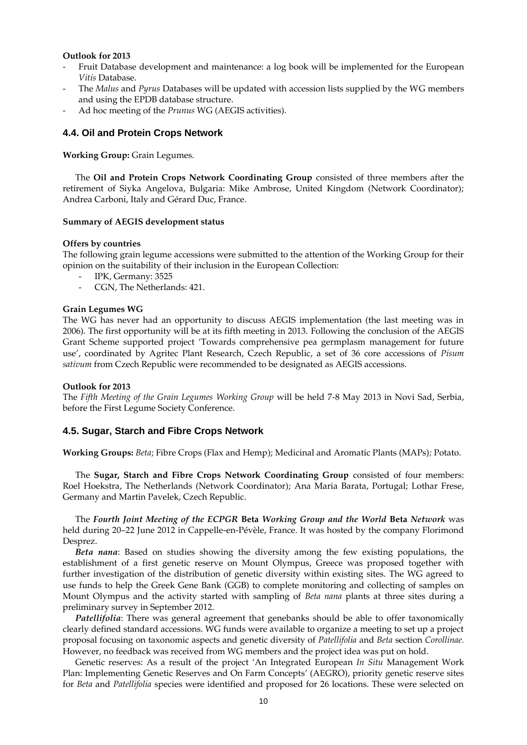**Outlook for 2013**

- Fruit Database development and maintenance: a log book will be implemented for the European *Vitis* Database.
- The *Malus* and *Pyrus* Databases will be updated with accession lists supplied by the WG members and using the EPDB database structure.
- Ad hoc meeting of the *Prunus* WG (AEGIS activities).

### 4.4. Oil and Protein Crops Network

**Working Group:** Grain Legumes.

The **Oil and Protein Crops Network Coordinating Group** consisted of three members after the retirement of Siyka Angelova, Bulgaria: Mike Ambrose, United Kingdom (Network Coordinator); Andrea Carboni, Italy and Gérard Duc, France.

**Summary of AEGIS development status**

**Offers by countries**

The following grain legume accessions were submitted to the attention of the Working Group for their opinion on the suitability of their inclusion in the European Collection:

- IPK, Germany: 3525
- CGN, The Netherlands: 421.

**Grain Legumes WG**

The WG has never had an opportunity to discuss AEGIS implementation (the last meeting was in 2006). The first opportunity will be at its fifth meeting in 2013. Following the conclusion of the AEGIS Grant Scheme supported project 'Towards comprehensive pea germplasm management for future use', coordinated by Agritec Plant Research, Czech Republic, a set of 36 core accessions of *Pisum sativum* from Czech Republic were recommended to be designated as AEGIS accessions.

**Outlook for 2013**

The *Fifth Meeting of the Grain Legumes Working Group* will be held 7-8 May 2013 in Novi Sad, Serbia, before the First Legume Society Conference.

### 4.5. Sugar, Starch and Fibre Crops Network

**Working Groups:** *Beta*; Fibre Crops (Flax and Hemp); Medicinal and Aromatic Plants (MAPs); Potato.

The **Sugar, Starch and Fibre Crops Network Coordinating Group** consisted of four members: Roel Hoekstra, The Netherlands (Network Coordinator); Ana Maria Barata, Portugal; Lothar Frese, Germany and Martin Pavelek, Czech Republic.

The ***Fourth Joint Meeting of the ECPGR* Beta *Working Group and the World* Beta *Network*** was held during 20–22 June 2012 in Cappelle-en-Pévèle, France. It was hosted by the company Florimond Desprez.

***Beta nana***: Based on studies showing the diversity among the few existing populations, the establishment of a first genetic reserve on Mount Olympus, Greece was proposed together with further investigation of the distribution of genetic diversity within existing sites. The WG agreed to use funds to help the Greek Gene Bank (GGB) to complete monitoring and collecting of samples on Mount Olympus and the activity started with sampling of *Beta nana* plants at three sites during a preliminary survey in September 2012.

***Patellifolia***: There was general agreement that genebanks should be able to offer taxonomically clearly defined standard accessions. WG funds were available to organize a meeting to set up a project proposal focusing on taxonomic aspects and genetic diversity of *Patellifolia* and *Beta* section *Corollinae.* However, no feedback was received from WG members and the project idea was put on hold.

Genetic reserves: As a result of the project 'An Integrated European *In Situ* Management Work Plan: Implementing Genetic Reserves and On Farm Concepts' (AEGRO), priority genetic reserve sites for *Beta* and *Patellifolia* species were identified and proposed for 26 locations. These were selected on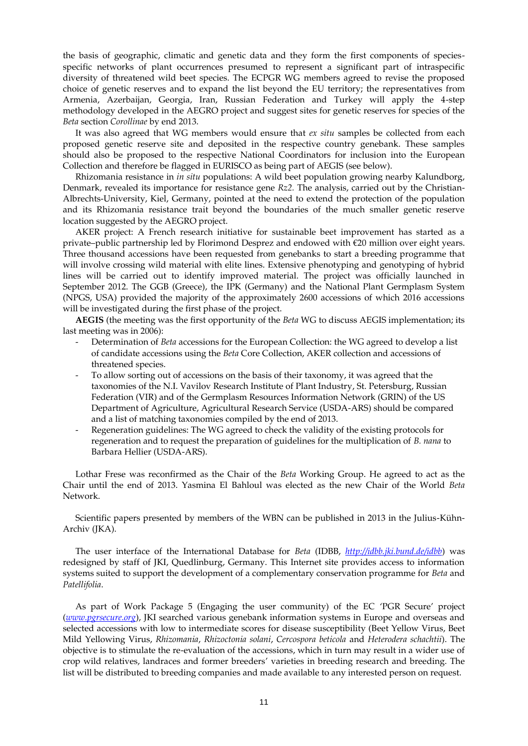the basis of geographic, climatic and genetic data and they form the first components of species-specific networks of plant occurrences presumed to represent a significant part of intraspecific diversity of threatened wild beet species. The ECPGR WG members agreed to revise the proposed choice of genetic reserves and to expand the list beyond the EU territory; the representatives from Armenia, Azerbaijan, Georgia, Iran, Russian Federation and Turkey will apply the 4-step methodology developed in the AEGRO project and suggest sites for genetic reserves for species of the *Beta* section *Corollinae* by end 2013.

It was also agreed that WG members would ensure that *ex situ* samples be collected from each proposed genetic reserve site and deposited in the respective country genebank. These samples should also be proposed to the respective National Coordinators for inclusion into the European Collection and therefore be flagged in EURISCO as being part of AEGIS (see below).

Rhizomania resistance in *in situ* populations: A wild beet population growing nearby Kalundborg, Denmark, revealed its importance for resistance gene *Rz2*. The analysis, carried out by the Christian-Albrechts-University, Kiel, Germany, pointed at the need to extend the protection of the population and its Rhizomania resistance trait beyond the boundaries of the much smaller genetic reserve location suggested by the AEGRO project.

AKER project: A French research initiative for sustainable beet improvement has started as a private–public partnership led by Florimond Desprez and endowed with €20 million over eight years. Three thousand accessions have been requested from genebanks to start a breeding programme that will involve crossing wild material with elite lines. Extensive phenotyping and genotyping of hybrid lines will be carried out to identify improved material. The project was officially launched in September 2012. The GGB (Greece), the IPK (Germany) and the National Plant Germplasm System (NPGS, USA) provided the majority of the approximately 2600 accessions of which 2016 accessions will be investigated during the first phase of the project.

**AEGIS** (the meeting was the first opportunity of the *Beta* WG to discuss AEGIS implementation; its last meeting was in 2006):

- Determination of *Beta* accessions for the European Collection: the WG agreed to develop a list of candidate accessions using the *Beta* Core Collection, AKER collection and accessions of threatened species.
- To allow sorting out of accessions on the basis of their taxonomy, it was agreed that the taxonomies of the N.I. Vavilov Research Institute of Plant Industry, St. Petersburg, Russian Federation (VIR) and of the Germplasm Resources Information Network (GRIN) of the US Department of Agriculture, Agricultural Research Service (USDA-ARS) should be compared and a list of matching taxonomies compiled by the end of 2013.
- Regeneration guidelines: The WG agreed to check the validity of the existing protocols for regeneration and to request the preparation of guidelines for the multiplication of *B. nana* to Barbara Hellier (USDA-ARS).

Lothar Frese was reconfirmed as the Chair of the *Beta* Working Group. He agreed to act as the Chair until the end of 2013. Yasmina El Bahloul was elected as the new Chair of the World *Beta* Network.

Scientific papers presented by members of the WBN can be published in 2013 in the Julius-Kühn-Archiv (JKA).

The user interface of the International Database for *Beta* (IDBB, *http://idbb.jki.bund.de/idbb*) was redesigned by staff of JKI, Quedlinburg, Germany. This Internet site provides access to information systems suited to support the development of a complementary conservation programme for *Beta* and *Patellifolia*.

As part of Work Package 5 (Engaging the user community) of the EC 'PGR Secure' project (*www.pgrsecure.org*), JKI searched various genebank information systems in Europe and overseas and selected accessions with low to intermediate scores for disease susceptibility (Beet Yellow Virus, Beet Mild Yellowing Virus, *Rhizomania*, *Rhizoctonia solani*, *Cercospora beticola* and *Heterodera schachtii*). The objective is to stimulate the re-evaluation of the accessions, which in turn may result in a wider use of crop wild relatives, landraces and former breeders' varieties in breeding research and breeding. The list will be distributed to breeding companies and made available to any interested person on request.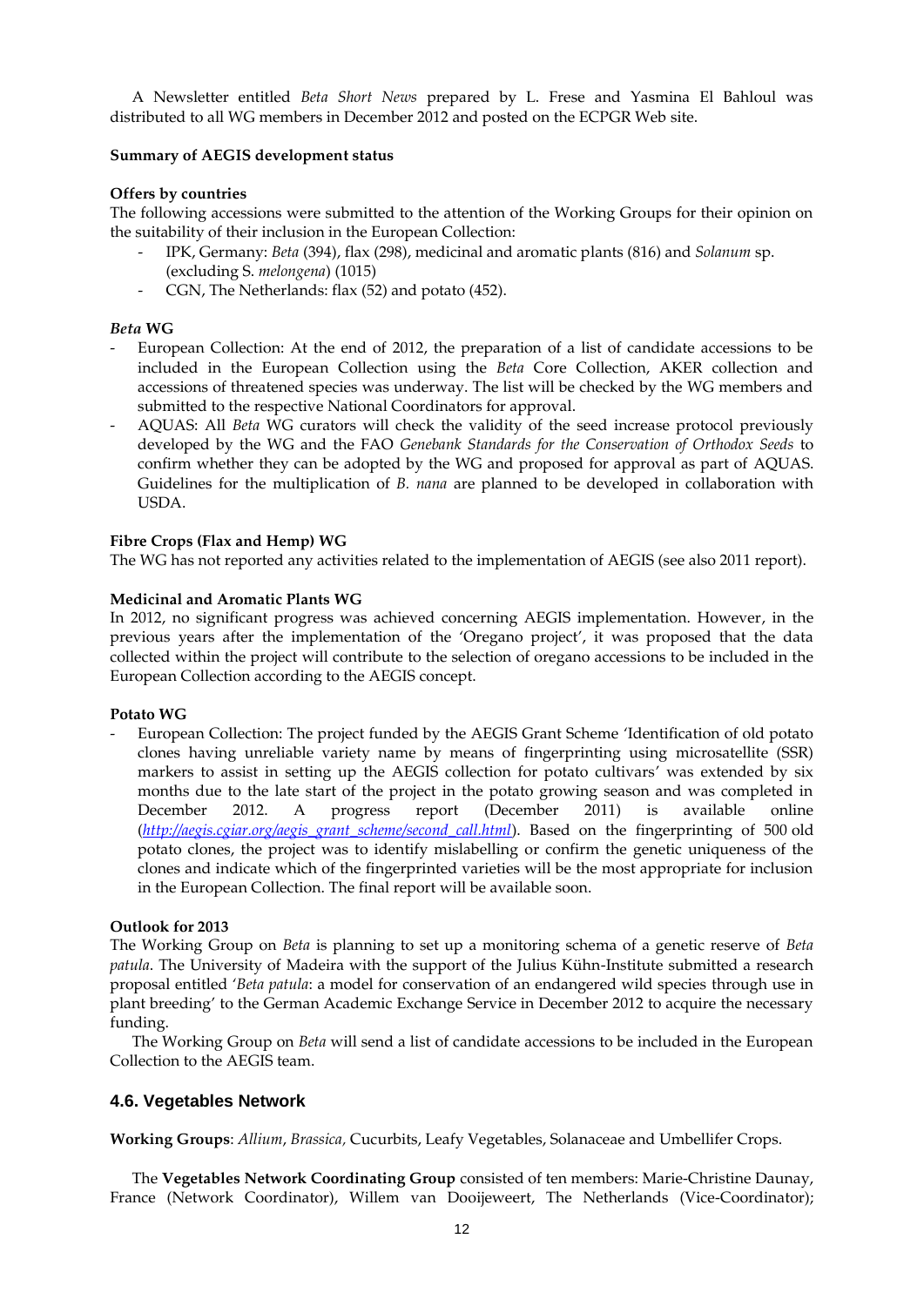A Newsletter entitled *Beta Short News* prepared by L. Frese and Yasmina El Bahloul was distributed to all WG members in December 2012 and posted on the ECPGR Web site.

**Summary of AEGIS development status**

**Offers by countries**

The following accessions were submitted to the attention of the Working Groups for their opinion on the suitability of their inclusion in the European Collection:

- IPK, Germany: *Beta* (394), flax (298), medicinal and aromatic plants (816) and *Solanum* sp. (excluding S. *melongena*) (1015)
- CGN, The Netherlands: flax (52) and potato (452).

***Beta* WG**

- European Collection: At the end of 2012, the preparation of a list of candidate accessions to be included in the European Collection using the *Beta* Core Collection, AKER collection and accessions of threatened species was underway. The list will be checked by the WG members and submitted to the respective National Coordinators for approval.
- AQUAS: All *Beta* WG curators will check the validity of the seed increase protocol previously developed by the WG and the FAO *Genebank Standards for the Conservation of Orthodox Seeds* to confirm whether they can be adopted by the WG and proposed for approval as part of AQUAS. Guidelines for the multiplication of *B. nana* are planned to be developed in collaboration with USDA.

**Fibre Crops (Flax and Hemp) WG**

The WG has not reported any activities related to the implementation of AEGIS (see also 2011 report).

**Medicinal and Aromatic Plants WG**

In 2012, no significant progress was achieved concerning AEGIS implementation. However, in the previous years after the implementation of the 'Oregano project', it was proposed that the data collected within the project will contribute to the selection of oregano accessions to be included in the European Collection according to the AEGIS concept.

**Potato WG**

- European Collection: The project funded by the AEGIS Grant Scheme 'Identification of old potato clones having unreliable variety name by means of fingerprinting using microsatellite (SSR) markers to assist in setting up the AEGIS collection for potato cultivars' was extended by six months due to the late start of the project in the potato growing season and was completed in December 2012. A progress report (December 2011) is available online (*http://aegis.cgiar.org/aegis_grant_scheme/second_call.html*). Based on the fingerprinting of 500 old potato clones, the project was to identify mislabelling or confirm the genetic uniqueness of the clones and indicate which of the fingerprinted varieties will be the most appropriate for inclusion in the European Collection. The final report will be available soon.

**Outlook for 2013**

The Working Group on *Beta* is planning to set up a monitoring schema of a genetic reserve of *Beta patula*. The University of Madeira with the support of the Julius Kühn-Institute submitted a research proposal entitled '*Beta patula*: a model for conservation of an endangered wild species through use in plant breeding' to the German Academic Exchange Service in December 2012 to acquire the necessary funding.

The Working Group on *Beta* will send a list of candidate accessions to be included in the European Collection to the AEGIS team.

### 4.6. Vegetables Network

**Working Groups**: *Allium*, *Brassica*, Cucurbits, Leafy Vegetables, Solanaceae and Umbellifer Crops.

The **Vegetables Network Coordinating Group** consisted of ten members: Marie-Christine Daunay, France (Network Coordinator), Willem van Dooijeweert, The Netherlands (Vice-Coordinator);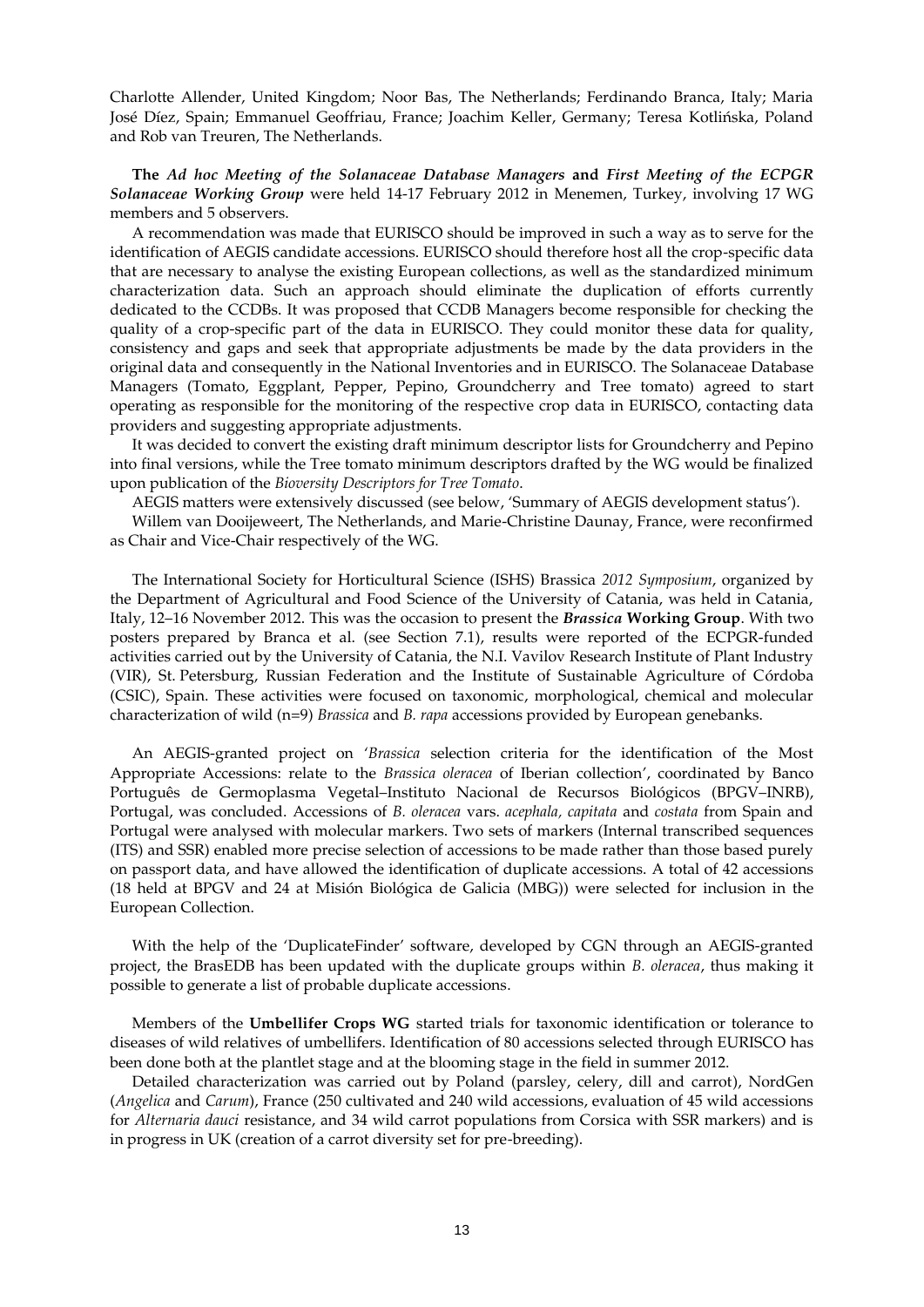Charlotte Allender, United Kingdom; Noor Bas, The Netherlands; Ferdinando Branca, Italy; Maria José Díez, Spain; Emmanuel Geoffriau, France; Joachim Keller, Germany; Teresa Kotlińska, Poland and Rob van Treuren, The Netherlands.

**The** ***Ad hoc Meeting of the Solanaceae Database Managers*** **and** ***First Meeting of the ECPGR Solanaceae Working Group*** were held 14-17 February 2012 in Menemen, Turkey, involving 17 WG members and 5 observers.

A recommendation was made that EURISCO should be improved in such a way as to serve for the identification of AEGIS candidate accessions. EURISCO should therefore host all the crop-specific data that are necessary to analyse the existing European collections, as well as the standardized minimum characterization data. Such an approach should eliminate the duplication of efforts currently dedicated to the CCDBs. It was proposed that CCDB Managers become responsible for checking the quality of a crop-specific part of the data in EURISCO. They could monitor these data for quality, consistency and gaps and seek that appropriate adjustments be made by the data providers in the original data and consequently in the National Inventories and in EURISCO. The Solanaceae Database Managers (Tomato, Eggplant, Pepper, Pepino, Groundcherry and Tree tomato) agreed to start operating as responsible for the monitoring of the respective crop data in EURISCO, contacting data providers and suggesting appropriate adjustments.

It was decided to convert the existing draft minimum descriptor lists for Groundcherry and Pepino into final versions, while the Tree tomato minimum descriptors drafted by the WG would be finalized upon publication of the *Bioversity Descriptors for Tree Tomato*.

AEGIS matters were extensively discussed (see below, 'Summary of AEGIS development status').

Willem van Dooijeweert, The Netherlands, and Marie-Christine Daunay, France, were reconfirmed as Chair and Vice-Chair respectively of the WG.

The International Society for Horticultural Science (ISHS) Brassica *2012 Symposium*, organized by the Department of Agricultural and Food Science of the University of Catania, was held in Catania, Italy, 12–16 November 2012. This was the occasion to present the ***Brassica*** **Working Group**. With two posters prepared by Branca et al. (see Section 7.1), results were reported of the ECPGR-funded activities carried out by the University of Catania, the N.I. Vavilov Research Institute of Plant Industry (VIR), St. Petersburg, Russian Federation and the Institute of Sustainable Agriculture of Córdoba (CSIC), Spain. These activities were focused on taxonomic, morphological, chemical and molecular characterization of wild (n=9) *Brassica* and *B. rapa* accessions provided by European genebanks.

An AEGIS-granted project on '*Brassica* selection criteria for the identification of the Most Appropriate Accessions: relate to the *Brassica oleracea* of Iberian collection', coordinated by Banco Português de Germoplasma Vegetal–Instituto Nacional de Recursos Biológicos (BPGV–INRB), Portugal, was concluded. Accessions of *B. oleracea* vars. *acephala, capitata* and *costata* from Spain and Portugal were analysed with molecular markers. Two sets of markers (Internal transcribed sequences (ITS) and SSR) enabled more precise selection of accessions to be made rather than those based purely on passport data, and have allowed the identification of duplicate accessions. A total of 42 accessions (18 held at BPGV and 24 at Misión Biológica de Galicia (MBG)) were selected for inclusion in the European Collection.

With the help of the 'DuplicateFinder' software, developed by CGN through an AEGIS-granted project, the BrasEDB has been updated with the duplicate groups within *B. oleracea*, thus making it possible to generate a list of probable duplicate accessions.

Members of the **Umbellifer Crops WG** started trials for taxonomic identification or tolerance to diseases of wild relatives of umbellifers. Identification of 80 accessions selected through EURISCO has been done both at the plantlet stage and at the blooming stage in the field in summer 2012.

Detailed characterization was carried out by Poland (parsley, celery, dill and carrot), NordGen (*Angelica* and *Carum*), France (250 cultivated and 240 wild accessions, evaluation of 45 wild accessions for *Alternaria dauci* resistance, and 34 wild carrot populations from Corsica with SSR markers) and is in progress in UK (creation of a carrot diversity set for pre-breeding).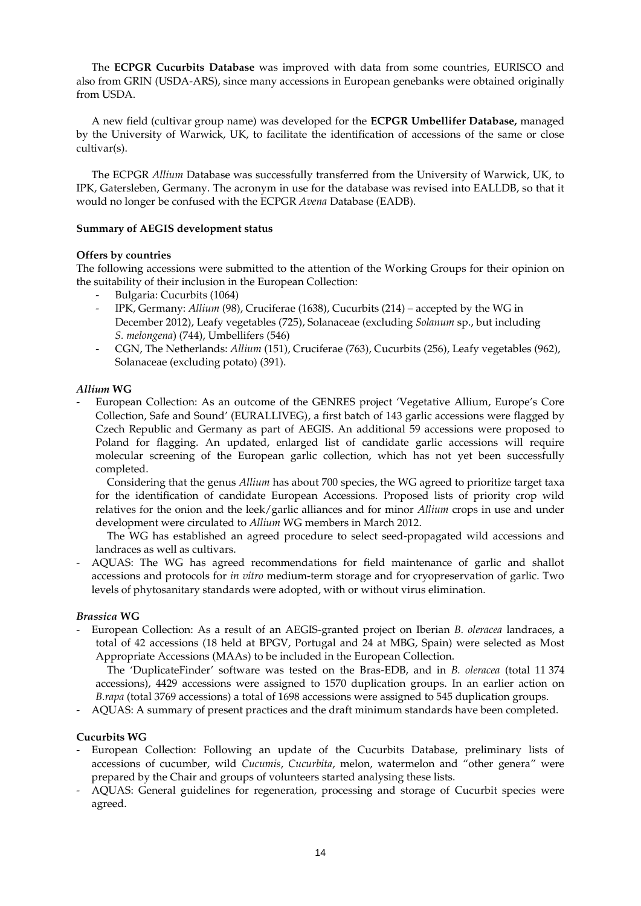The **ECPGR Cucurbits Database** was improved with data from some countries, EURISCO and also from GRIN (USDA-ARS), since many accessions in European genebanks were obtained originally from USDA.

A new field (cultivar group name) was developed for the **ECPGR Umbellifer Database,** managed by the University of Warwick, UK, to facilitate the identification of accessions of the same or close cultivar(s).

The ECPGR *Allium* Database was successfully transferred from the University of Warwick, UK, to IPK, Gatersleben, Germany. The acronym in use for the database was revised into EALLDB, so that it would no longer be confused with the ECPGR *Avena* Database (EADB).

**Summary of AEGIS development status**

**Offers by countries**

The following accessions were submitted to the attention of the Working Groups for their opinion on the suitability of their inclusion in the European Collection:

- Bulgaria: Cucurbits (1064)
- IPK, Germany: *Allium* (98), Cruciferae (1638), Cucurbits (214) – accepted by the WG in December 2012), Leafy vegetables (725), Solanaceae (excluding *Solanum* sp., but including *S. melongena*) (744), Umbellifers (546)
- CGN, The Netherlands: *Allium* (151), Cruciferae (763), Cucurbits (256), Leafy vegetables (962), Solanaceae (excluding potato) (391).

***Allium* WG**

- European Collection: As an outcome of the GENRES project 'Vegetative Allium, Europe's Core Collection, Safe and Sound' (EURALLIVEG), a first batch of 143 garlic accessions were flagged by Czech Republic and Germany as part of AEGIS. An additional 59 accessions were proposed to Poland for flagging. An updated, enlarged list of candidate garlic accessions will require molecular screening of the European garlic collection, which has not yet been successfully completed.

  Considering that the genus *Allium* has about 700 species, the WG agreed to prioritize target taxa for the identification of candidate European Accessions. Proposed lists of priority crop wild relatives for the onion and the leek/garlic alliances and for minor *Allium* crops in use and under development were circulated to *Allium* WG members in March 2012.

  The WG has established an agreed procedure to select seed-propagated wild accessions and landraces as well as cultivars.
- AQUAS: The WG has agreed recommendations for field maintenance of garlic and shallot accessions and protocols for *in vitro* medium-term storage and for cryopreservation of garlic. Two levels of phytosanitary standards were adopted, with or without virus elimination.

***Brassica* WG**

- European Collection: As a result of an AEGIS-granted project on Iberian *B. oleracea* landraces, a total of 42 accessions (18 held at BPGV, Portugal and 24 at MBG, Spain) were selected as Most Appropriate Accessions (MAAs) to be included in the European Collection.

  The 'DuplicateFinder' software was tested on the Bras-EDB, and in *B. oleracea* (total 11 374 accessions), 4429 accessions were assigned to 1570 duplication groups. In an earlier action on *B.rapa* (total 3769 accessions) a total of 1698 accessions were assigned to 545 duplication groups.
- AQUAS: A summary of present practices and the draft minimum standards have been completed.

**Cucurbits WG**

- European Collection: Following an update of the Cucurbits Database, preliminary lists of accessions of cucumber, wild *Cucumis*, *Cucurbita*, melon, watermelon and "other genera" were prepared by the Chair and groups of volunteers started analysing these lists.
- AQUAS: General guidelines for regeneration, processing and storage of Cucurbit species were agreed.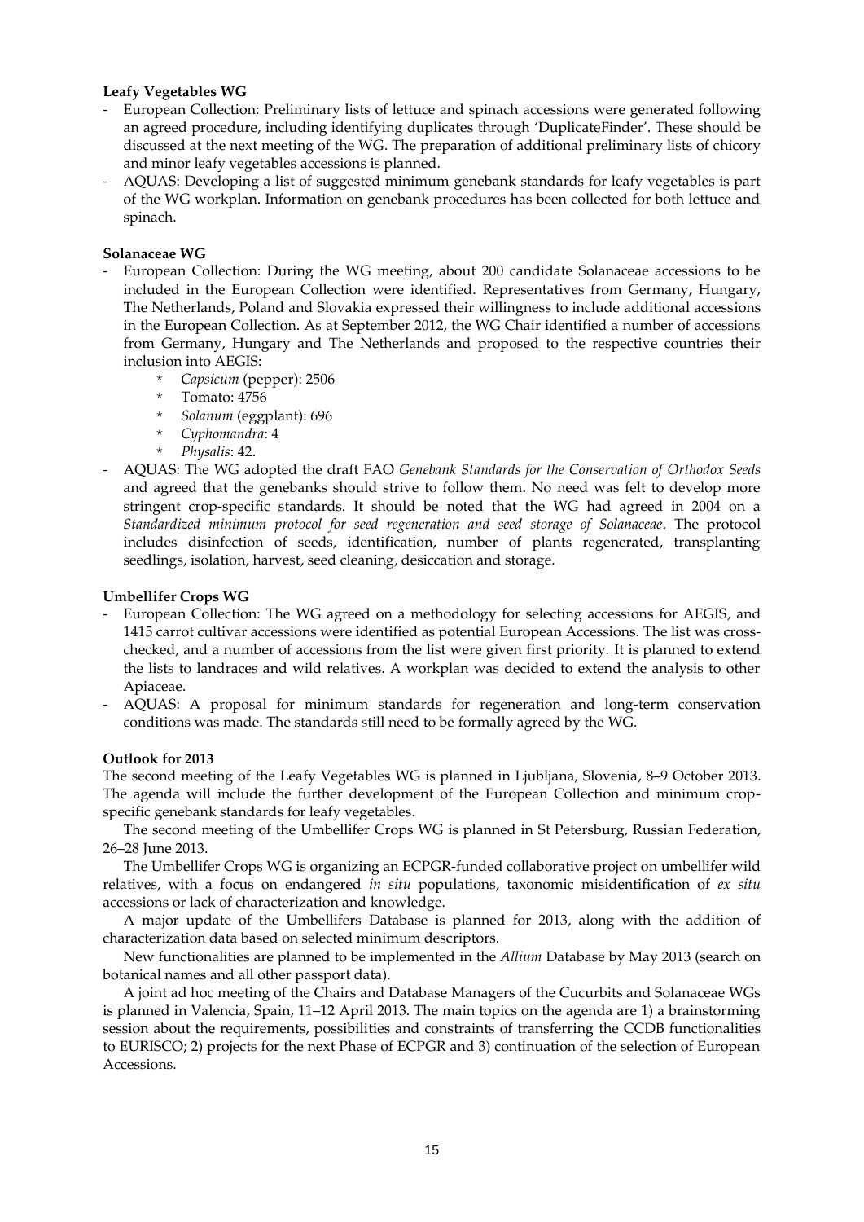**Leafy Vegetables WG**

- European Collection: Preliminary lists of lettuce and spinach accessions were generated following an agreed procedure, including identifying duplicates through 'DuplicateFinder'. These should be discussed at the next meeting of the WG. The preparation of additional preliminary lists of chicory and minor leafy vegetables accessions is planned.
- AQUAS: Developing a list of suggested minimum genebank standards for leafy vegetables is part of the WG workplan. Information on genebank procedures has been collected for both lettuce and spinach.

**Solanaceae WG**

- European Collection: During the WG meeting, about 200 candidate Solanaceae accessions to be included in the European Collection were identified. Representatives from Germany, Hungary, The Netherlands, Poland and Slovakia expressed their willingness to include additional accessions in the European Collection. As at September 2012, the WG Chair identified a number of accessions from Germany, Hungary and The Netherlands and proposed to the respective countries their inclusion into AEGIS:
  - *Capsicum* (pepper): 2506
  - Tomato: 4756
  - *Solanum* (eggplant): 696
  - *Cyphomandra*: 4
  - *Physalis*: 42.
- AQUAS: The WG adopted the draft FAO *Genebank Standards for the Conservation of Orthodox Seeds* and agreed that the genebanks should strive to follow them. No need was felt to develop more stringent crop-specific standards. It should be noted that the WG had agreed in 2004 on a *Standardized minimum protocol for seed regeneration and seed storage of Solanaceae*. The protocol includes disinfection of seeds, identification, number of plants regenerated, transplanting seedlings, isolation, harvest, seed cleaning, desiccation and storage.

**Umbellifer Crops WG**

- European Collection: The WG agreed on a methodology for selecting accessions for AEGIS, and 1415 carrot cultivar accessions were identified as potential European Accessions. The list was cross-checked, and a number of accessions from the list were given first priority. It is planned to extend the lists to landraces and wild relatives. A workplan was decided to extend the analysis to other Apiaceae.
- AQUAS: A proposal for minimum standards for regeneration and long-term conservation conditions was made. The standards still need to be formally agreed by the WG.

**Outlook for 2013**

The second meeting of the Leafy Vegetables WG is planned in Ljubljana, Slovenia, 8–9 October 2013. The agenda will include the further development of the European Collection and minimum crop-specific genebank standards for leafy vegetables.

The second meeting of the Umbellifer Crops WG is planned in St Petersburg, Russian Federation, 26–28 June 2013.

The Umbellifer Crops WG is organizing an ECPGR-funded collaborative project on umbellifer wild relatives, with a focus on endangered *in situ* populations, taxonomic misidentification of *ex situ* accessions or lack of characterization and knowledge.

A major update of the Umbellifers Database is planned for 2013, along with the addition of characterization data based on selected minimum descriptors.

New functionalities are planned to be implemented in the *Allium* Database by May 2013 (search on botanical names and all other passport data).

A joint ad hoc meeting of the Chairs and Database Managers of the Cucurbits and Solanaceae WGs is planned in Valencia, Spain, 11–12 April 2013. The main topics on the agenda are 1) a brainstorming session about the requirements, possibilities and constraints of transferring the CCDB functionalities to EURISCO; 2) projects for the next Phase of ECPGR and 3) continuation of the selection of European Accessions.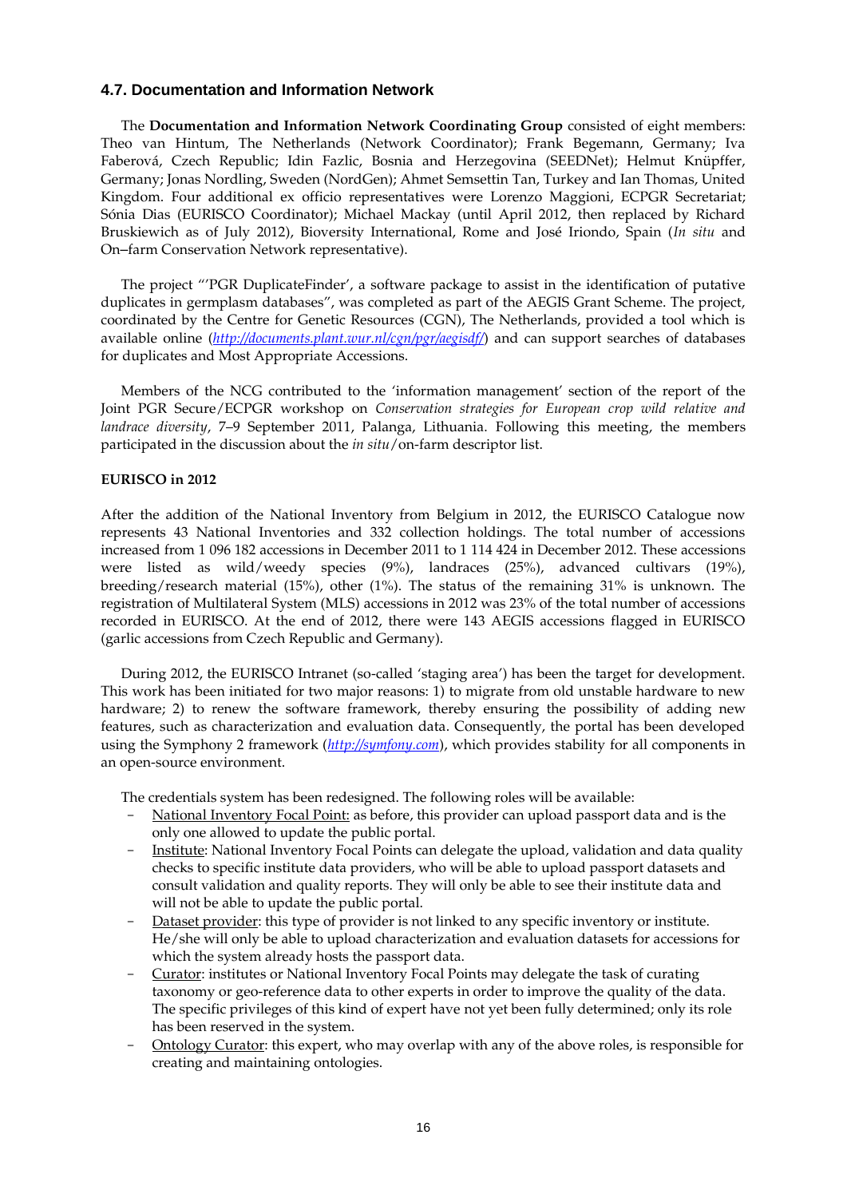### 4.7. Documentation and Information Network

The **Documentation and Information Network Coordinating Group** consisted of eight members: Theo van Hintum, The Netherlands (Network Coordinator); Frank Begemann, Germany; Iva Faberová, Czech Republic; Idin Fazlic, Bosnia and Herzegovina (SEEDNet); Helmut Knüpffer, Germany; Jonas Nordling, Sweden (NordGen); Ahmet Semsettin Tan, Turkey and Ian Thomas, United Kingdom. Four additional ex officio representatives were Lorenzo Maggioni, ECPGR Secretariat; Sónia Dias (EURISCO Coordinator); Michael Mackay (until April 2012, then replaced by Richard Bruskiewich as of July 2012), Bioversity International, Rome and José Iriondo, Spain (*In situ* and On–farm Conservation Network representative).

The project "'PGR DuplicateFinder', a software package to assist in the identification of putative duplicates in germplasm databases", was completed as part of the AEGIS Grant Scheme. The project, coordinated by the Centre for Genetic Resources (CGN), The Netherlands, provided a tool which is available online (*http://documents.plant.wur.nl/cgn/pgr/aegisdf/*) and can support searches of databases for duplicates and Most Appropriate Accessions.

Members of the NCG contributed to the 'information management' section of the report of the Joint PGR Secure/ECPGR workshop on *Conservation strategies for European crop wild relative and landrace diversity*, 7–9 September 2011, Palanga, Lithuania. Following this meeting, the members participated in the discussion about the *in situ*/on-farm descriptor list.

**EURISCO in 2012**

After the addition of the National Inventory from Belgium in 2012, the EURISCO Catalogue now represents 43 National Inventories and 332 collection holdings. The total number of accessions increased from 1 096 182 accessions in December 2011 to 1 114 424 in December 2012. These accessions were listed as wild/weedy species (9%), landraces (25%), advanced cultivars (19%), breeding/research material (15%), other (1%). The status of the remaining 31% is unknown. The registration of Multilateral System (MLS) accessions in 2012 was 23% of the total number of accessions recorded in EURISCO. At the end of 2012, there were 143 AEGIS accessions flagged in EURISCO (garlic accessions from Czech Republic and Germany).

During 2012, the EURISCO Intranet (so-called 'staging area') has been the target for development. This work has been initiated for two major reasons: 1) to migrate from old unstable hardware to new hardware; 2) to renew the software framework, thereby ensuring the possibility of adding new features, such as characterization and evaluation data. Consequently, the portal has been developed using the Symphony 2 framework (*http://symfony.com*), which provides stability for all components in an open-source environment.

The credentials system has been redesigned. The following roles will be available:

- National Inventory Focal Point: as before, this provider can upload passport data and is the only one allowed to update the public portal.
- Institute: National Inventory Focal Points can delegate the upload, validation and data quality checks to specific institute data providers, who will be able to upload passport datasets and consult validation and quality reports. They will only be able to see their institute data and will not be able to update the public portal.
- Dataset provider: this type of provider is not linked to any specific inventory or institute. He/she will only be able to upload characterization and evaluation datasets for accessions for which the system already hosts the passport data.
- Curator: institutes or National Inventory Focal Points may delegate the task of curating taxonomy or geo-reference data to other experts in order to improve the quality of the data. The specific privileges of this kind of expert have not yet been fully determined; only its role has been reserved in the system.
- Ontology Curator: this expert, who may overlap with any of the above roles, is responsible for creating and maintaining ontologies.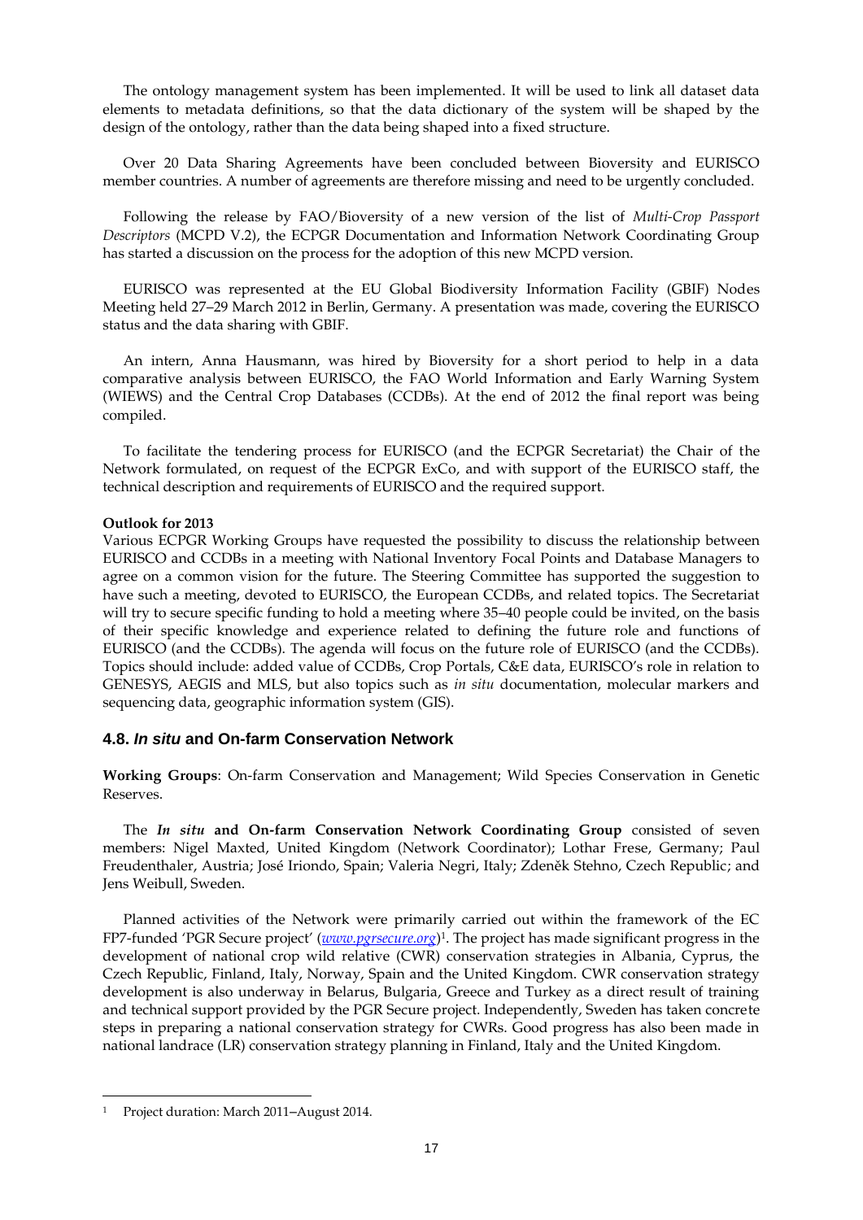The ontology management system has been implemented. It will be used to link all dataset data elements to metadata definitions, so that the data dictionary of the system will be shaped by the design of the ontology, rather than the data being shaped into a fixed structure.

Over 20 Data Sharing Agreements have been concluded between Bioversity and EURISCO member countries. A number of agreements are therefore missing and need to be urgently concluded.

Following the release by FAO/Bioversity of a new version of the list of *Multi-Crop Passport Descriptors* (MCPD V.2), the ECPGR Documentation and Information Network Coordinating Group has started a discussion on the process for the adoption of this new MCPD version.

EURISCO was represented at the EU Global Biodiversity Information Facility (GBIF) Nodes Meeting held 27–29 March 2012 in Berlin, Germany. A presentation was made, covering the EURISCO status and the data sharing with GBIF.

An intern, Anna Hausmann, was hired by Bioversity for a short period to help in a data comparative analysis between EURISCO, the FAO World Information and Early Warning System (WIEWS) and the Central Crop Databases (CCDBs). At the end of 2012 the final report was being compiled.

To facilitate the tendering process for EURISCO (and the ECPGR Secretariat) the Chair of the Network formulated, on request of the ECPGR ExCo, and with support of the EURISCO staff, the technical description and requirements of EURISCO and the required support.

**Outlook for 2013**

Various ECPGR Working Groups have requested the possibility to discuss the relationship between EURISCO and CCDBs in a meeting with National Inventory Focal Points and Database Managers to agree on a common vision for the future. The Steering Committee has supported the suggestion to have such a meeting, devoted to EURISCO, the European CCDBs, and related topics. The Secretariat will try to secure specific funding to hold a meeting where 35–40 people could be invited, on the basis of their specific knowledge and experience related to defining the future role and functions of EURISCO (and the CCDBs). The agenda will focus on the future role of EURISCO (and the CCDBs). Topics should include: added value of CCDBs, Crop Portals, C&E data, EURISCO's role in relation to GENESYS, AEGIS and MLS, but also topics such as *in situ* documentation, molecular markers and sequencing data, geographic information system (GIS).

### 4.8. *In situ* and On-farm Conservation Network

**Working Groups**: On-farm Conservation and Management; Wild Species Conservation in Genetic Reserves.

The ***In situ* and On-farm Conservation Network Coordinating Group** consisted of seven members: Nigel Maxted, United Kingdom (Network Coordinator); Lothar Frese, Germany; Paul Freudenthaler, Austria; José Iriondo, Spain; Valeria Negri, Italy; Zdeněk Stehno, Czech Republic; and Jens Weibull, Sweden.

Planned activities of the Network were primarily carried out within the framework of the EC FP7-funded 'PGR Secure project' (*www.pgrsecure.org*)[1]. The project has made significant progress in the development of national crop wild relative (CWR) conservation strategies in Albania, Cyprus, the Czech Republic, Finland, Italy, Norway, Spain and the United Kingdom. CWR conservation strategy development is also underway in Belarus, Bulgaria, Greece and Turkey as a direct result of training and technical support provided by the PGR Secure project. Independently, Sweden has taken concrete steps in preparing a national conservation strategy for CWRs. Good progress has also been made in national landrace (LR) conservation strategy planning in Finland, Italy and the United Kingdom.

---

[1] Project duration: March 2011–August 2014.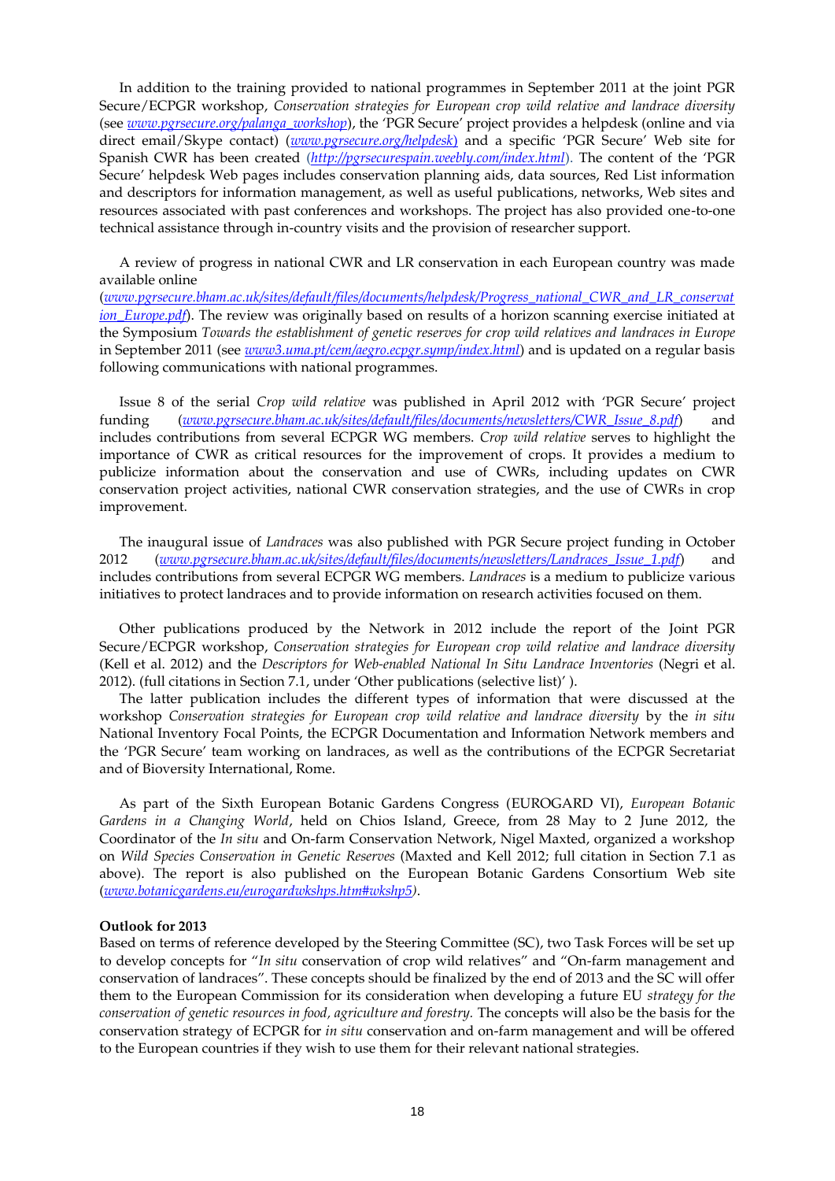In addition to the training provided to national programmes in September 2011 at the joint PGR Secure/ECPGR workshop, *Conservation strategies for European crop wild relative and landrace diversity* (see *www.pgrsecure.org/palanga_workshop*), the 'PGR Secure' project provides a helpdesk (online and via direct email/Skype contact) (*www.pgrsecure.org/helpdesk*) and a specific 'PGR Secure' Web site for Spanish CWR has been created (*http://pgrsecurespain.weebly.com/index.html*). The content of the 'PGR Secure' helpdesk Web pages includes conservation planning aids, data sources, Red List information and descriptors for information management, as well as useful publications, networks, Web sites and resources associated with past conferences and workshops. The project has also provided one-to-one technical assistance through in-country visits and the provision of researcher support.

A review of progress in national CWR and LR conservation in each European country was made available online (*www.pgrsecure.bham.ac.uk/sites/default/files/documents/helpdesk/Progress_national_CWR_and_LR_conservation_Europe.pdf*). The review was originally based on results of a horizon scanning exercise initiated at the Symposium *Towards the establishment of genetic reserves for crop wild relatives and landraces in Europe* in September 2011 (see *www3.uma.pt/cem/aegro.ecpgr.symp/index.html*) and is updated on a regular basis following communications with national programmes.

Issue 8 of the serial *Crop wild relative* was published in April 2012 with 'PGR Secure' project funding (*www.pgrsecure.bham.ac.uk/sites/default/files/documents/newsletters/CWR_Issue_8.pdf*) and includes contributions from several ECPGR WG members. *Crop wild relative* serves to highlight the importance of CWR as critical resources for the improvement of crops. It provides a medium to publicize information about the conservation and use of CWRs, including updates on CWR conservation project activities, national CWR conservation strategies, and the use of CWRs in crop improvement.

The inaugural issue of *Landraces* was also published with PGR Secure project funding in October 2012 (*www.pgrsecure.bham.ac.uk/sites/default/files/documents/newsletters/Landraces_Issue_1.pdf*) and includes contributions from several ECPGR WG members. *Landraces* is a medium to publicize various initiatives to protect landraces and to provide information on research activities focused on them.

Other publications produced by the Network in 2012 include the report of the Joint PGR Secure/ECPGR workshop, *Conservation strategies for European crop wild relative and landrace diversity* (Kell et al. 2012) and the *Descriptors for Web-enabled National In Situ Landrace Inventories* (Negri et al. 2012). (full citations in Section 7.1, under 'Other publications (selective list)' ).

The latter publication includes the different types of information that were discussed at the workshop *Conservation strategies for European crop wild relative and landrace diversity* by the *in situ* National Inventory Focal Points, the ECPGR Documentation and Information Network members and the 'PGR Secure' team working on landraces, as well as the contributions of the ECPGR Secretariat and of Bioversity International, Rome.

As part of the Sixth European Botanic Gardens Congress (EUROGARD VI), *European Botanic Gardens in a Changing World*, held on Chios Island, Greece, from 28 May to 2 June 2012, the Coordinator of the *In situ* and On-farm Conservation Network, Nigel Maxted, organized a workshop on *Wild Species Conservation in Genetic Reserves* (Maxted and Kell 2012; full citation in Section 7.1 as above). The report is also published on the European Botanic Gardens Consortium Web site (*www.botanicgardens.eu/eurogardwkshps.htm#wkshp5*).

**Outlook for 2013**

Based on terms of reference developed by the Steering Committee (SC), two Task Forces will be set up to develop concepts for "*In situ* conservation of crop wild relatives" and "On-farm management and conservation of landraces". These concepts should be finalized by the end of 2013 and the SC will offer them to the European Commission for its consideration when developing a future EU *strategy for the conservation of genetic resources in food, agriculture and forestry.* The concepts will also be the basis for the conservation strategy of ECPGR for *in situ* conservation and on-farm management and will be offered to the European countries if they wish to use them for their relevant national strategies.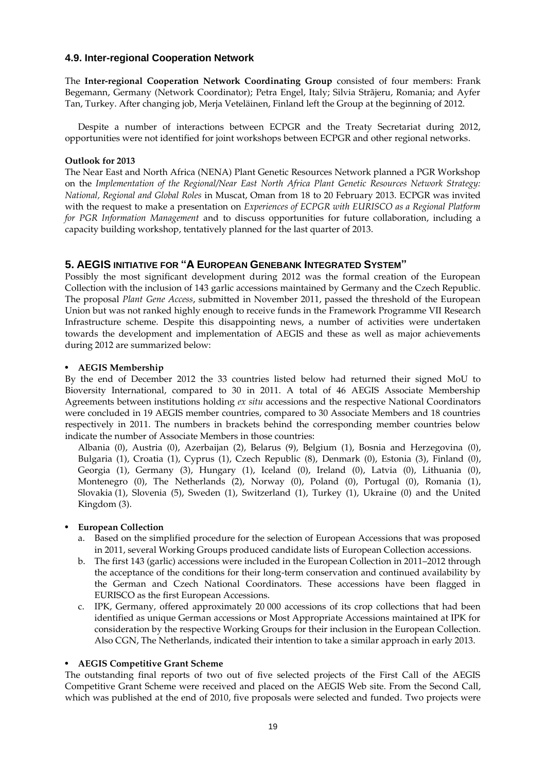## 4.9. Inter-regional Cooperation Network

The **Inter-regional Cooperation Network Coordinating Group** consisted of four members: Frank Begemann, Germany (Network Coordinator); Petra Engel, Italy; Silvia Strãjeru, Romania; and Ayfer Tan, Turkey. After changing job, Merja Veteläinen, Finland left the Group at the beginning of 2012.

Despite a number of interactions between ECPGR and the Treaty Secretariat during 2012, opportunities were not identified for joint workshops between ECPGR and other regional networks.

**Outlook for 2013**

The Near East and North Africa (NENA) Plant Genetic Resources Network planned a PGR Workshop on the *Implementation of the Regional/Near East North Africa Plant Genetic Resources Network Strategy: National, Regional and Global Roles* in Muscat, Oman from 18 to 20 February 2013. ECPGR was invited with the request to make a presentation on *Experiences of ECPGR with EURISCO as a Regional Platform for PGR Information Management* and to discuss opportunities for future collaboration, including a capacity building workshop, tentatively planned for the last quarter of 2013.

# 5. AEGIS Initiative for "A European Genebank Integrated System"

Possibly the most significant development during 2012 was the formal creation of the European Collection with the inclusion of 143 garlic accessions maintained by Germany and the Czech Republic. The proposal *Plant Gene Access*, submitted in November 2011, passed the threshold of the European Union but was not ranked highly enough to receive funds in the Framework Programme VII Research Infrastructure scheme. Despite this disappointing news, a number of activities were undertaken towards the development and implementation of AEGIS and these as well as major achievements during 2012 are summarized below:

- **AEGIS Membership**

By the end of December 2012 the 33 countries listed below had returned their signed MoU to Bioversity International, compared to 30 in 2011. A total of 46 AEGIS Associate Membership Agreements between institutions holding *ex situ* accessions and the respective National Coordinators were concluded in 19 AEGIS member countries, compared to 30 Associate Members and 18 countries respectively in 2011. The numbers in brackets behind the corresponding member countries below indicate the number of Associate Members in those countries:

Albania (0), Austria (0), Azerbaijan (2), Belarus (9), Belgium (1), Bosnia and Herzegovina (0), Bulgaria (1), Croatia (1), Cyprus (1), Czech Republic (8), Denmark (0), Estonia (3), Finland (0), Georgia (1), Germany (3), Hungary (1), Iceland (0), Ireland (0), Latvia (0), Lithuania (0), Montenegro (0), The Netherlands (2), Norway (0), Poland (0), Portugal (0), Romania (1), Slovakia (1), Slovenia (5), Sweden (1), Switzerland (1), Turkey (1), Ukraine (0) and the United Kingdom (3).

- **European Collection**

  a. Based on the simplified procedure for the selection of European Accessions that was proposed in 2011, several Working Groups produced candidate lists of European Collection accessions.
  b. The first 143 (garlic) accessions were included in the European Collection in 2011–2012 through the acceptance of the conditions for their long-term conservation and continued availability by the German and Czech National Coordinators. These accessions have been flagged in EURISCO as the first European Accessions.
  c. IPK, Germany, offered approximately 20 000 accessions of its crop collections that had been identified as unique German accessions or Most Appropriate Accessions maintained at IPK for consideration by the respective Working Groups for their inclusion in the European Collection. Also CGN, The Netherlands, indicated their intention to take a similar approach in early 2013.

- **AEGIS Competitive Grant Scheme**

The outstanding final reports of two out of five selected projects of the First Call of the AEGIS Competitive Grant Scheme were received and placed on the AEGIS Web site. From the Second Call, which was published at the end of 2010, five proposals were selected and funded. Two projects were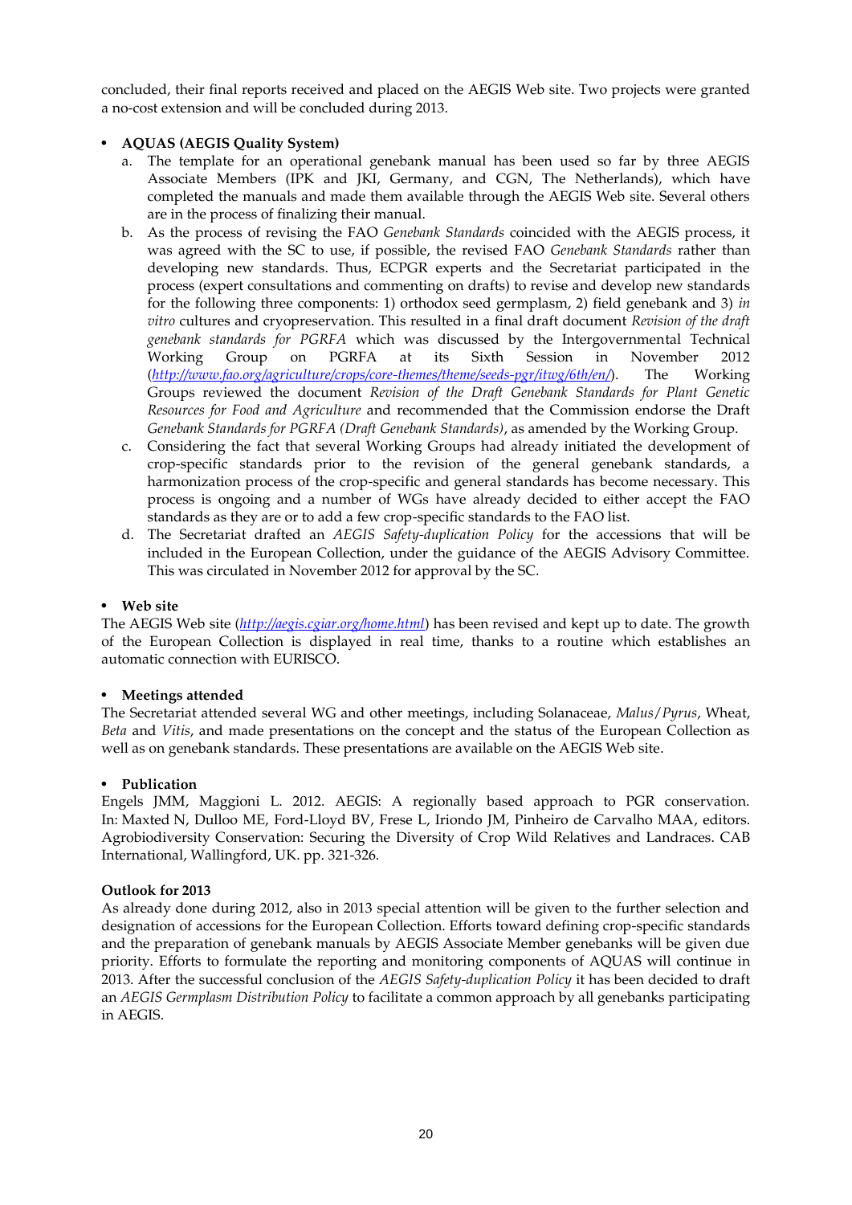concluded, their final reports received and placed on the AEGIS Web site. Two projects were granted a no-cost extension and will be concluded during 2013.

- **AQUAS (AEGIS Quality System)**
    a. The template for an operational genebank manual has been used so far by three AEGIS Associate Members (IPK and JKI, Germany, and CGN, The Netherlands), which have completed the manuals and made them available through the AEGIS Web site. Several others are in the process of finalizing their manual.
    b. As the process of revising the FAO *Genebank Standards* coincided with the AEGIS process, it was agreed with the SC to use, if possible, the revised FAO *Genebank Standards* rather than developing new standards. Thus, ECPGR experts and the Secretariat participated in the process (expert consultations and commenting on drafts) to revise and develop new standards for the following three components: 1) orthodox seed germplasm, 2) field genebank and 3) *in vitro* cultures and cryopreservation. This resulted in a final draft document *Revision of the draft genebank standards for PGRFA* which was discussed by the Intergovernmental Technical Working Group on PGRFA at its Sixth Session in November 2012 (*http://www.fao.org/agriculture/crops/core-themes/theme/seeds-pgr/itwg/6th/en/*). The Working Groups reviewed the document *Revision of the Draft Genebank Standards for Plant Genetic Resources for Food and Agriculture* and recommended that the Commission endorse the Draft *Genebank Standards for PGRFA (Draft Genebank Standards)*, as amended by the Working Group.
    c. Considering the fact that several Working Groups had already initiated the development of crop-specific standards prior to the revision of the general genebank standards, a harmonization process of the crop-specific and general standards has become necessary. This process is ongoing and a number of WGs have already decided to either accept the FAO standards as they are or to add a few crop-specific standards to the FAO list.
    d. The Secretariat drafted an *AEGIS Safety-duplication Policy* for the accessions that will be included in the European Collection, under the guidance of the AEGIS Advisory Committee. This was circulated in November 2012 for approval by the SC.

- **Web site**

The AEGIS Web site (*http://aegis.cgiar.org/home.html*) has been revised and kept up to date. The growth of the European Collection is displayed in real time, thanks to a routine which establishes an automatic connection with EURISCO.

- **Meetings attended**

The Secretariat attended several WG and other meetings, including Solanaceae, *Malus*/*Pyrus*, Wheat, *Beta* and *Vitis*, and made presentations on the concept and the status of the European Collection as well as on genebank standards. These presentations are available on the AEGIS Web site.

- **Publication**

Engels JMM, Maggioni L. 2012. AEGIS: A regionally based approach to PGR conservation. In: Maxted N, Dulloo ME, Ford-Lloyd BV, Frese L, Iriondo JM, Pinheiro de Carvalho MAA, editors. Agrobiodiversity Conservation: Securing the Diversity of Crop Wild Relatives and Landraces. CAB International, Wallingford, UK. pp. 321-326.

**Outlook for 2013**

As already done during 2012, also in 2013 special attention will be given to the further selection and designation of accessions for the European Collection. Efforts toward defining crop-specific standards and the preparation of genebank manuals by AEGIS Associate Member genebanks will be given due priority. Efforts to formulate the reporting and monitoring components of AQUAS will continue in 2013. After the successful conclusion of the *AEGIS Safety-duplication Policy* it has been decided to draft an *AEGIS Germplasm Distribution Policy* to facilitate a common approach by all genebanks participating in AEGIS.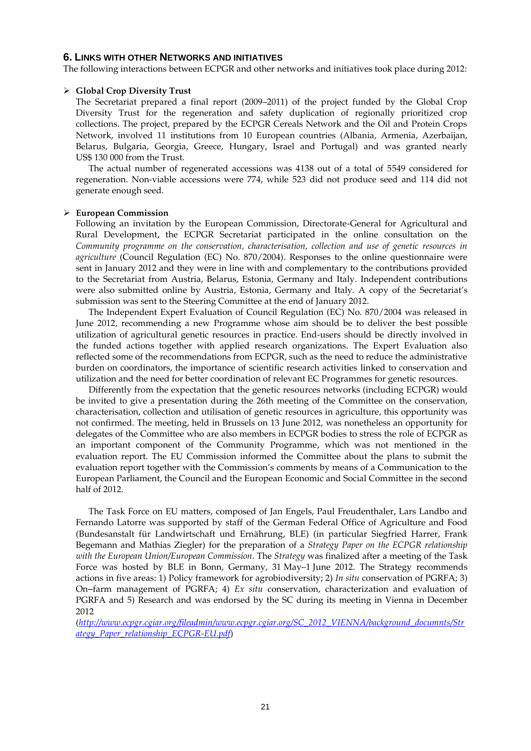## 6. LINKS WITH OTHER NETWORKS AND INITIATIVES

The following interactions between ECPGR and other networks and initiatives took place during 2012:

- **Global Crop Diversity Trust**
  The Secretariat prepared a final report (2009–2011) of the project funded by the Global Crop Diversity Trust for the regeneration and safety duplication of regionally prioritized crop collections. The project, prepared by the ECPGR Cereals Network and the Oil and Protein Crops Network, involved 11 institutions from 10 European countries (Albania, Armenia, Azerbaijan, Belarus, Bulgaria, Georgia, Greece, Hungary, Israel and Portugal) and was granted nearly US$ 130 000 from the Trust.

  The actual number of regenerated accessions was 4138 out of a total of 5549 considered for regeneration. Non-viable accessions were 774, while 523 did not produce seed and 114 did not generate enough seed.

- **European Commission**
  Following an invitation by the European Commission, Directorate-General for Agricultural and Rural Development, the ECPGR Secretariat participated in the online consultation on the *Community programme on the conservation, characterisation, collection and use of genetic resources in agriculture* (Council Regulation (EC) No. 870/2004). Responses to the online questionnaire were sent in January 2012 and they were in line with and complementary to the contributions provided to the Secretariat from Austria, Belarus, Estonia, Germany and Italy. Independent contributions were also submitted online by Austria, Estonia, Germany and Italy. A copy of the Secretariat's submission was sent to the Steering Committee at the end of January 2012.

  The Independent Expert Evaluation of Council Regulation (EC) No. 870/2004 was released in June 2012, recommending a new Programme whose aim should be to deliver the best possible utilization of agricultural genetic resources in practice. End-users should be directly involved in the funded actions together with applied research organizations. The Expert Evaluation also reflected some of the recommendations from ECPGR, such as the need to reduce the administrative burden on coordinators, the importance of scientific research activities linked to conservation and utilization and the need for better coordination of relevant EC Programmes for genetic resources.

  Differently from the expectation that the genetic resources networks (including ECPGR) would be invited to give a presentation during the 26th meeting of the Committee on the conservation, characterisation, collection and utilisation of genetic resources in agriculture, this opportunity was not confirmed. The meeting, held in Brussels on 13 June 2012, was nonetheless an opportunity for delegates of the Committee who are also members in ECPGR bodies to stress the role of ECPGR as an important component of the Community Programme, which was not mentioned in the evaluation report. The EU Commission informed the Committee about the plans to submit the evaluation report together with the Commission's comments by means of a Communication to the European Parliament, the Council and the European Economic and Social Committee in the second half of 2012.

  The Task Force on EU matters, composed of Jan Engels, Paul Freudenthaler, Lars Landbo and Fernando Latorre was supported by staff of the German Federal Office of Agriculture and Food (Bundesanstalt für Landwirtschaft und Ernährung, BLE) (in particular Siegfried Harrer, Frank Begemann and Mathias Ziegler) for the preparation of a *Strategy Paper on the ECPGR relationship with the European Union/European Commission*. The *Strategy* was finalized after a meeting of the Task Force was hosted by BLE in Bonn, Germany, 31 May–1 June 2012. The Strategy recommends actions in five areas: 1) Policy framework for agrobiodiversity; 2) *In situ* conservation of PGRFA; 3) On–farm management of PGRFA; 4) *Ex situ* conservation, characterization and evaluation of PGRFA and 5) Research and was endorsed by the SC during its meeting in Vienna in December 2012 (*http://www.ecpgr.cgiar.org/fileadmin/www.ecpgr.cgiar.org/SC_2012_VIENNA/background_documnts/Strategy_Paper_relationship_ECPGR-EU.pdf*)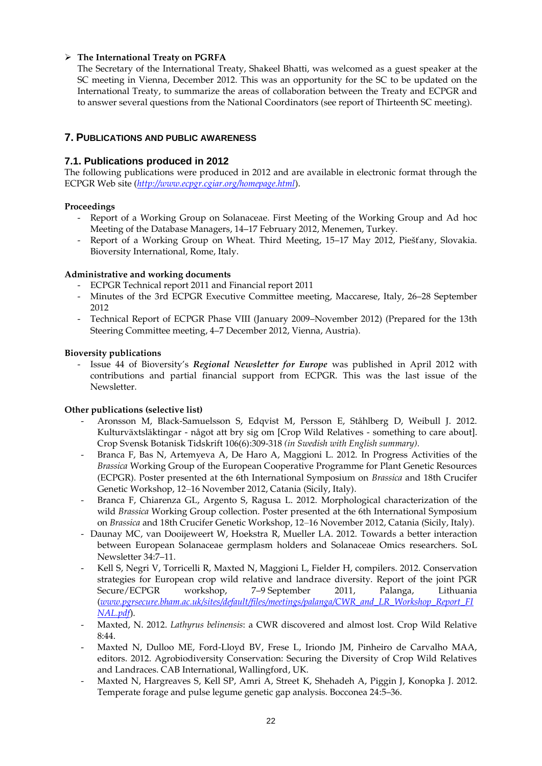- **The International Treaty on PGRFA**

  The Secretary of the International Treaty, Shakeel Bhatti, was welcomed as a guest speaker at the SC meeting in Vienna, December 2012. This was an opportunity for the SC to be updated on the International Treaty, to summarize the areas of collaboration between the Treaty and ECPGR and to answer several questions from the National Coordinators (see report of Thirteenth SC meeting).

## 7. Publications and public awareness

### 7.1. Publications produced in 2012

The following publications were produced in 2012 and are available in electronic format through the ECPGR Web site (*http://www.ecpgr.cgiar.org/homepage.html*).

**Proceedings**

- Report of a Working Group on Solanaceae. First Meeting of the Working Group and Ad hoc Meeting of the Database Managers, 14–17 February 2012, Menemen, Turkey.
- Report of a Working Group on Wheat. Third Meeting, 15–17 May 2012, Piešťany, Slovakia. Bioversity International, Rome, Italy.

**Administrative and working documents**

- ECPGR Technical report 2011 and Financial report 2011
- Minutes of the 3rd ECPGR Executive Committee meeting, Maccarese, Italy, 26–28 September 2012
- Technical Report of ECPGR Phase VIII (January 2009–November 2012) (Prepared for the 13th Steering Committee meeting, 4–7 December 2012, Vienna, Austria).

**Bioversity publications**

- Issue 44 of Bioversity's ***Regional Newsletter for Europe*** was published in April 2012 with contributions and partial financial support from ECPGR. This was the last issue of the Newsletter.

**Other publications (selective list)**

- Aronsson M, Black-Samuelsson S, Edqvist M, Persson E, Ståhlberg D, Weibull J. 2012. Kulturväxtsläktingar - något att bry sig om [Crop Wild Relatives - something to care about]. Crop Svensk Botanisk Tidskrift 106(6):309-318 *(in Swedish with English summary).*
- Branca F, Bas N, Artemyeva A, De Haro A, Maggioni L. 2012. In Progress Activities of the *Brassica* Working Group of the European Cooperative Programme for Plant Genetic Resources (ECPGR). Poster presented at the 6th International Symposium on *Brassica* and 18th Crucifer Genetic Workshop, 12–16 November 2012, Catania (Sicily, Italy).
- Branca F, Chiarenza GL, Argento S, Ragusa L. 2012. Morphological characterization of the wild *Brassica* Working Group collection. Poster presented at the 6th International Symposium on *Brassica* and 18th Crucifer Genetic Workshop, 12–16 November 2012, Catania (Sicily, Italy).
- Daunay MC, van Dooijeweert W, Hoekstra R, Mueller LA. 2012. Towards a better interaction between European Solanaceae germplasm holders and Solanaceae Omics researchers. SoL Newsletter 34:7–11.
- Kell S, Negri V, Torricelli R, Maxted N, Maggioni L, Fielder H, compilers. 2012. Conservation strategies for European crop wild relative and landrace diversity. Report of the joint PGR Secure/ECPGR workshop, 7–9 September 2011, Palanga, Lithuania (*www.pgrsecure.bham.ac.uk/sites/default/files/meetings/palanga/CWR_and_LR_Workshop_Report_FINAL.pdf*).
- Maxted, N. 2012. *Lathyrus belinensis*: a CWR discovered and almost lost. Crop Wild Relative 8:44.
- Maxted N, Dulloo ME, Ford-Lloyd BV, Frese L, Iriondo JM, Pinheiro de Carvalho MAA, editors. 2012. Agrobiodiversity Conservation: Securing the Diversity of Crop Wild Relatives and Landraces. CAB International, Wallingford, UK.
- Maxted N, Hargreaves S, Kell SP, Amri A, Street K, Shehadeh A, Piggin J, Konopka J. 2012. Temperate forage and pulse legume genetic gap analysis. Bocconea 24:5–36.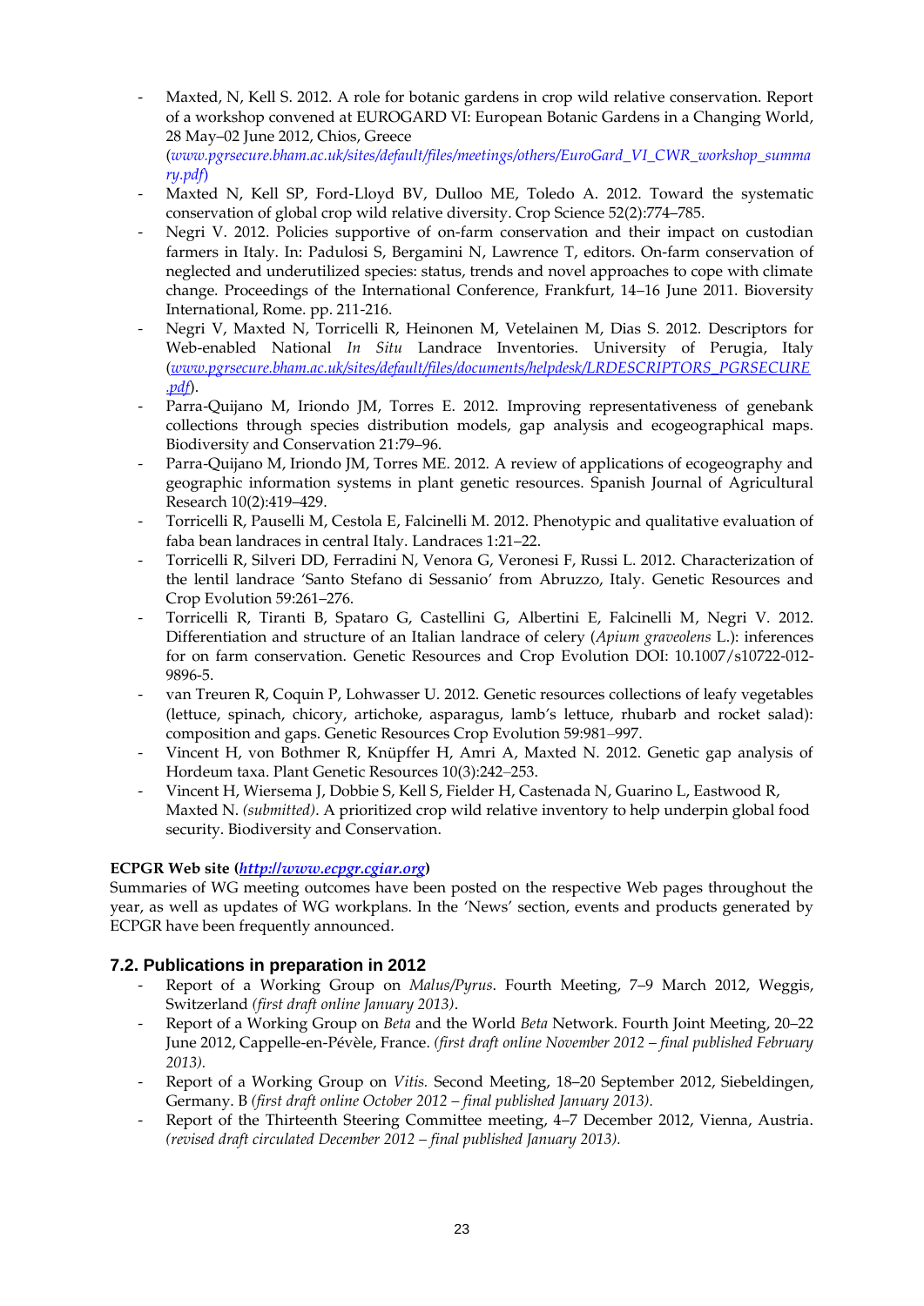- Maxted, N, Kell S. 2012. A role for botanic gardens in crop wild relative conservation. Report of a workshop convened at EUROGARD VI: European Botanic Gardens in a Changing World, 28 May–02 June 2012, Chios, Greece (*www.pgrsecure.bham.ac.uk/sites/default/files/meetings/others/EuroGard_VI_CWR_workshop_summary.pdf*)
- Maxted N, Kell SP, Ford-Lloyd BV, Dulloo ME, Toledo A. 2012. Toward the systematic conservation of global crop wild relative diversity. Crop Science 52(2):774–785.
- Negri V. 2012. Policies supportive of on-farm conservation and their impact on custodian farmers in Italy. In: Padulosi S, Bergamini N, Lawrence T, editors. On-farm conservation of neglected and underutilized species: status, trends and novel approaches to cope with climate change. Proceedings of the International Conference, Frankfurt, 14–16 June 2011. Bioversity International, Rome. pp. 211-216.
- Negri V, Maxted N, Torricelli R, Heinonen M, Vetelainen M, Dias S. 2012. Descriptors for Web-enabled National *In Situ* Landrace Inventories. University of Perugia, Italy (*www.pgrsecure.bham.ac.uk/sites/default/files/documents/helpdesk/LRDESCRIPTORS_PGRSECURE.pdf*).
- Parra-Quijano M, Iriondo JM, Torres E. 2012. Improving representativeness of genebank collections through species distribution models, gap analysis and ecogeographical maps. Biodiversity and Conservation 21:79–96.
- Parra-Quijano M, Iriondo JM, Torres ME. 2012. A review of applications of ecogeography and geographic information systems in plant genetic resources. Spanish Journal of Agricultural Research 10(2):419–429.
- Torricelli R, Pauselli M, Cestola E, Falcinelli M. 2012. Phenotypic and qualitative evaluation of faba bean landraces in central Italy. Landraces 1:21–22.
- Torricelli R, Silveri DD, Ferradini N, Venora G, Veronesi F, Russi L. 2012. Characterization of the lentil landrace 'Santo Stefano di Sessanio' from Abruzzo, Italy. Genetic Resources and Crop Evolution 59:261–276.
- Torricelli R, Tiranti B, Spataro G, Castellini G, Albertini E, Falcinelli M, Negri V. 2012. Differentiation and structure of an Italian landrace of celery (*Apium graveolens* L.): inferences for on farm conservation. Genetic Resources and Crop Evolution DOI: 10.1007/s10722-012-9896-5.
- van Treuren R, Coquin P, Lohwasser U. 2012. Genetic resources collections of leafy vegetables (lettuce, spinach, chicory, artichoke, asparagus, lamb's lettuce, rhubarb and rocket salad): composition and gaps. Genetic Resources Crop Evolution 59:981–997.
- Vincent H, von Bothmer R, Knüpffer H, Amri A, Maxted N. 2012. Genetic gap analysis of Hordeum taxa. Plant Genetic Resources 10(3):242–253.
- Vincent H, Wiersema J, Dobbie S, Kell S, Fielder H, Castenada N, Guarino L, Eastwood R, Maxted N. *(submitted)*. A prioritized crop wild relative inventory to help underpin global food security. Biodiversity and Conservation.

**ECPGR Web site (*http://www.ecpgr.cgiar.org*)**
Summaries of WG meeting outcomes have been posted on the respective Web pages throughout the year, as well as updates of WG workplans. In the 'News' section, events and products generated by ECPGR have been frequently announced.

## 7.2. Publications in preparation in 2012

- Report of a Working Group on *Malus/Pyrus*. Fourth Meeting, 7–9 March 2012, Weggis, Switzerland *(first draft online January 2013)*.
- Report of a Working Group on *Beta* and the World *Beta* Network. Fourth Joint Meeting, 20–22 June 2012, Cappelle-en-Pévèle, France. *(first draft online November 2012 – final published February 2013).*
- Report of a Working Group on *Vitis.* Second Meeting, 18–20 September 2012, Siebeldingen, Germany. B *(first draft online October 2012 – final published January 2013).*
- Report of the Thirteenth Steering Committee meeting, 4–7 December 2012, Vienna, Austria. *(revised draft circulated December 2012 – final published January 2013).*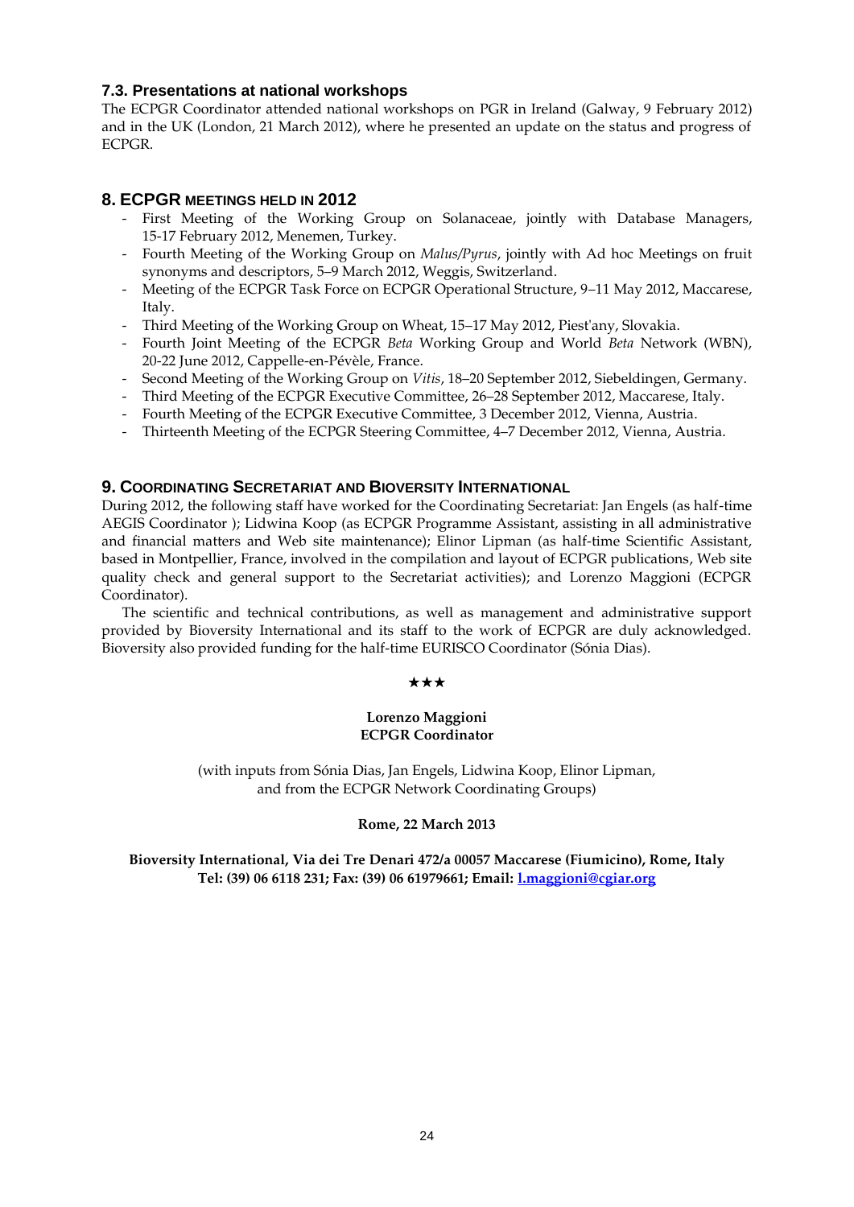### 7.3. Presentations at national workshops

The ECPGR Coordinator attended national workshops on PGR in Ireland (Galway, 9 February 2012) and in the UK (London, 21 March 2012), where he presented an update on the status and progress of ECPGR.

## 8. ECPGR MEETINGS HELD IN 2012

- First Meeting of the Working Group on Solanaceae, jointly with Database Managers, 15-17 February 2012, Menemen, Turkey.
- Fourth Meeting of the Working Group on *Malus/Pyrus*, jointly with Ad hoc Meetings on fruit synonyms and descriptors, 5–9 March 2012, Weggis, Switzerland.
- Meeting of the ECPGR Task Force on ECPGR Operational Structure, 9–11 May 2012, Maccarese, Italy.
- Third Meeting of the Working Group on Wheat, 15–17 May 2012, Piest'any, Slovakia.
- Fourth Joint Meeting of the ECPGR *Beta* Working Group and World *Beta* Network (WBN), 20-22 June 2012, Cappelle-en-Pévèle, France.
- Second Meeting of the Working Group on *Vitis*, 18–20 September 2012, Siebeldingen, Germany.
- Third Meeting of the ECPGR Executive Committee, 26–28 September 2012, Maccarese, Italy.
- Fourth Meeting of the ECPGR Executive Committee, 3 December 2012, Vienna, Austria.
- Thirteenth Meeting of the ECPGR Steering Committee, 4–7 December 2012, Vienna, Austria.

## 9. COORDINATING SECRETARIAT AND BIOVERSITY INTERNATIONAL

During 2012, the following staff have worked for the Coordinating Secretariat: Jan Engels (as half-time AEGIS Coordinator ); Lidwina Koop (as ECPGR Programme Assistant, assisting in all administrative and financial matters and Web site maintenance); Elinor Lipman (as half-time Scientific Assistant, based in Montpellier, France, involved in the compilation and layout of ECPGR publications, Web site quality check and general support to the Secretariat activities); and Lorenzo Maggioni (ECPGR Coordinator).

The scientific and technical contributions, as well as management and administrative support provided by Bioversity International and its staff to the work of ECPGR are duly acknowledged. Bioversity also provided funding for the half-time EURISCO Coordinator (Sónia Dias).

★★★

**Lorenzo Maggioni**
**ECPGR Coordinator**

(with inputs from Sónia Dias, Jan Engels, Lidwina Koop, Elinor Lipman, and from the ECPGR Network Coordinating Groups)

**Rome, 22 March 2013**

**Bioversity International, Via dei Tre Denari 472/a 00057 Maccarese (Fiumicino), Rome, Italy**
**Tel: (39) 06 6118 231; Fax: (39) 06 61979661; Email: l.maggioni@cgiar.org**